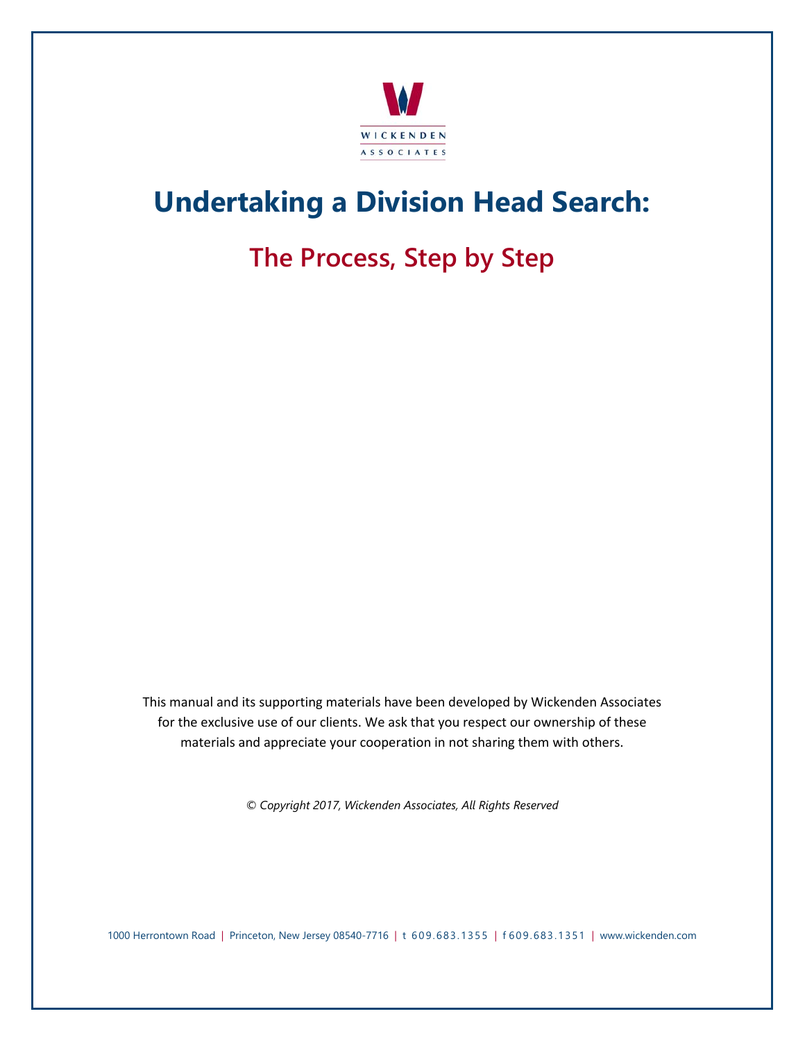WICKENDEN ASSOCIATES

# Undertaking a Division Head Search:

## The Process, Step by Step

This manual and its supporting materials have been developed by Wickenden Associates for the exclusive use of our clients. We ask that you respect our ownership of these materials and appreciate your cooperation in not sharing them with others.

*© Copyright 2017, Wickenden Associates, All Rights Reserved*

1000 Herrontown Road | Princeton, New Jersey 08540-7716 | t 609.683.1355 | f 609.683.1351 | www.wickenden.com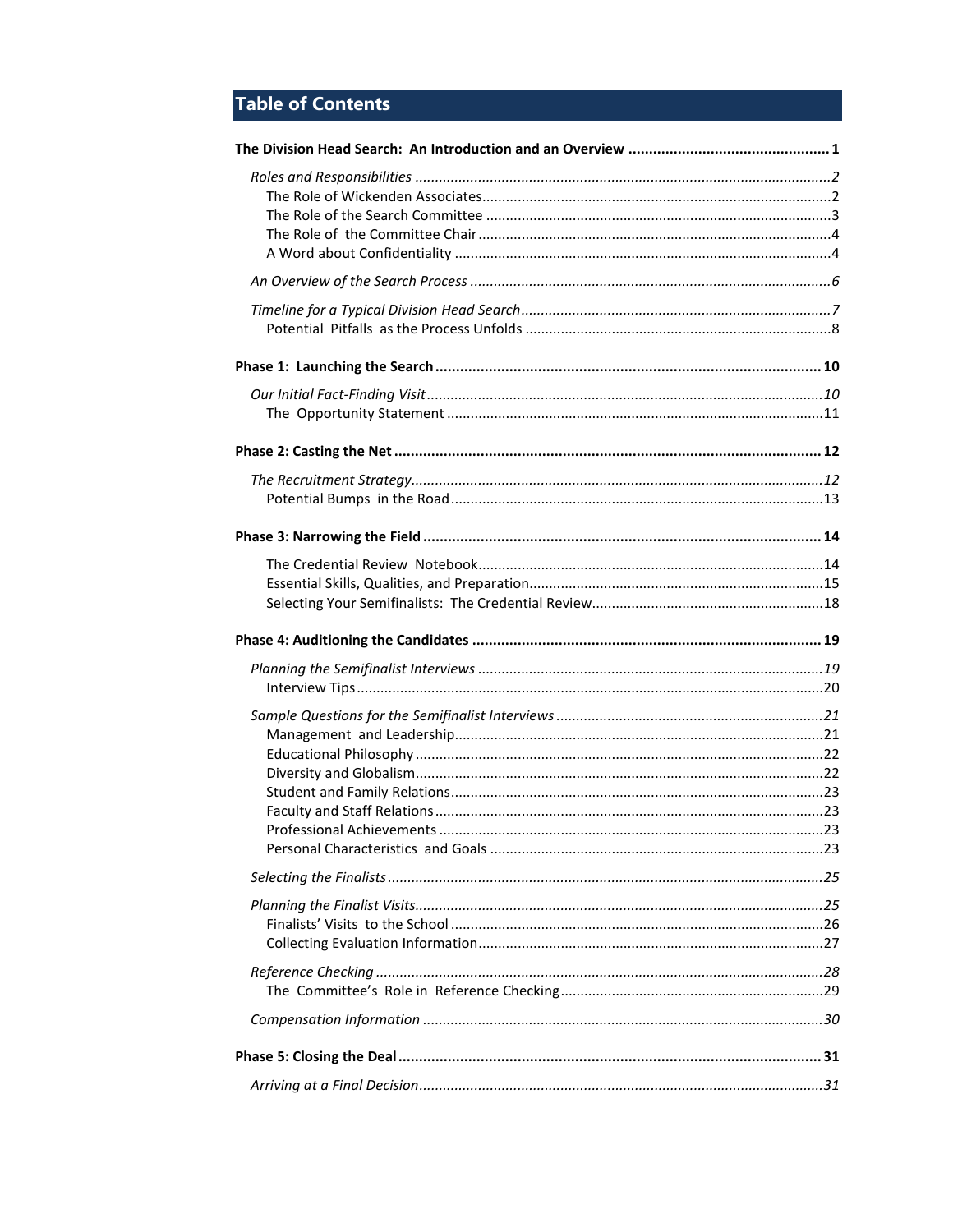# Table of Contents

**The Division Head Search: An Introduction and an Overview ................................................ 1**

*Roles and Responsibilities ........................................................................................................2*
- The Role of Wickenden Associates........................................................................................2
- The Role of the Search Committee .......................................................................................3
- The Role of the Committee Chair .........................................................................................4
- A Word about Confidentiality ...............................................................................................4

*An Overview of the Search Process ...........................................................................................6*

*Timeline for a Typical Division Head Search..............................................................................7*
- Potential Pitfalls as the Process Unfolds .............................................................................8

**Phase 1: Launching the Search ............................................................................................ 10**

*Our Initial Fact-Finding Visit....................................................................................................10*
- The Opportunity Statement ...............................................................................................11

**Phase 2: Casting the Net ....................................................................................................... 12**

*The Recruitment Strategy........................................................................................................12*
- Potential Bumps in the Road..............................................................................................13

**Phase 3: Narrowing the Field ................................................................................................ 14**

- The Credential Review Notebook.......................................................................................14
- Essential Skills, Qualities, and Preparation..........................................................................15
- Selecting Your Semifinalists: The Credential Review...........................................................18

**Phase 4: Auditioning the Candidates .................................................................................... 19**

*Planning the Semifinalist Interviews .......................................................................................19*
- Interview Tips......................................................................................................................20

*Sample Questions for the Semifinalist Interviews ...................................................................21*
- Management and Leadership.............................................................................................21
- Educational Philosophy .......................................................................................................22
- Diversity and Globalism.......................................................................................................22
- Student and Family Relations..............................................................................................23
- Faculty and Staff Relations..................................................................................................23
- Professional Achievements .................................................................................................23
- Personal Characteristics and Goals ....................................................................................23

*Selecting the Finalists..............................................................................................................25*

*Planning the Finalist Visits.......................................................................................................25*
- Finalists' Visits to the School ..............................................................................................26
- Collecting Evaluation Information.......................................................................................27

*Reference Checking .................................................................................................................28*
- The Committee's Role in Reference Checking..................................................................29

*Compensation Information .....................................................................................................30*

**Phase 5: Closing the Deal ...................................................................................................... 31**

*Arriving at a Final Decision......................................................................................................31*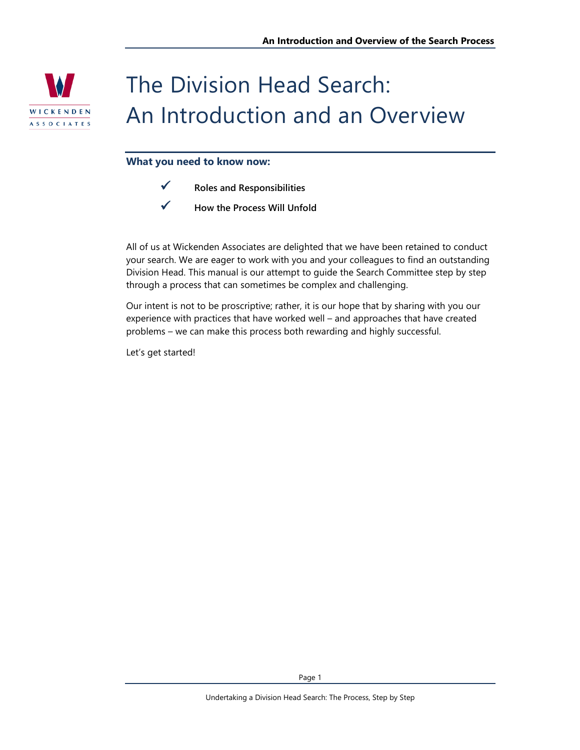# The Division Head Search: An Introduction and an Overview

**What you need to know now:**

- ✓ **Roles and Responsibilities**
- ✓ **How the Process Will Unfold**

All of us at Wickenden Associates are delighted that we have been retained to conduct your search. We are eager to work with you and your colleagues to find an outstanding Division Head. This manual is our attempt to guide the Search Committee step by step through a process that can sometimes be complex and challenging.

Our intent is not to be proscriptive; rather, it is our hope that by sharing with you our experience with practices that have worked well – and approaches that have created problems – we can make this process both rewarding and highly successful.

Let's get started!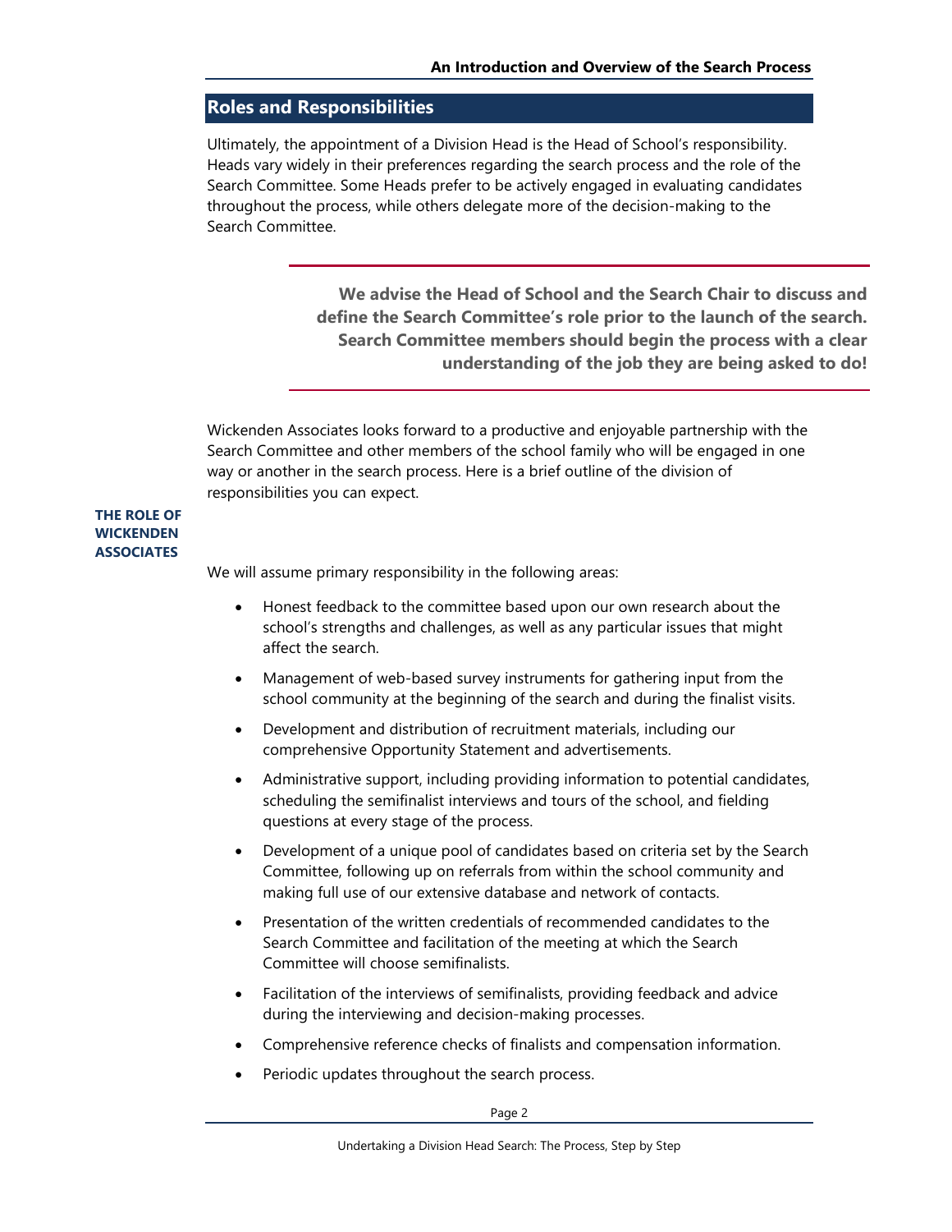## Roles and Responsibilities

Ultimately, the appointment of a Division Head is the Head of School's responsibility. Heads vary widely in their preferences regarding the search process and the role of the Search Committee. Some Heads prefer to be actively engaged in evaluating candidates throughout the process, while others delegate more of the decision-making to the Search Committee.

> **We advise the Head of School and the Search Chair to discuss and define the Search Committee's role prior to the launch of the search. Search Committee members should begin the process with a clear understanding of the job they are being asked to do!**

Wickenden Associates looks forward to a productive and enjoyable partnership with the Search Committee and other members of the school family who will be engaged in one way or another in the search process. Here is a brief outline of the division of responsibilities you can expect.

**THE ROLE OF WICKENDEN ASSOCIATES**

We will assume primary responsibility in the following areas:

- Honest feedback to the committee based upon our own research about the school's strengths and challenges, as well as any particular issues that might affect the search.
- Management of web-based survey instruments for gathering input from the school community at the beginning of the search and during the finalist visits.
- Development and distribution of recruitment materials, including our comprehensive Opportunity Statement and advertisements.
- Administrative support, including providing information to potential candidates, scheduling the semifinalist interviews and tours of the school, and fielding questions at every stage of the process.
- Development of a unique pool of candidates based on criteria set by the Search Committee, following up on referrals from within the school community and making full use of our extensive database and network of contacts.
- Presentation of the written credentials of recommended candidates to the Search Committee and facilitation of the meeting at which the Search Committee will choose semifinalists.
- Facilitation of the interviews of semifinalists, providing feedback and advice during the interviewing and decision-making processes.
- Comprehensive reference checks of finalists and compensation information.
- Periodic updates throughout the search process.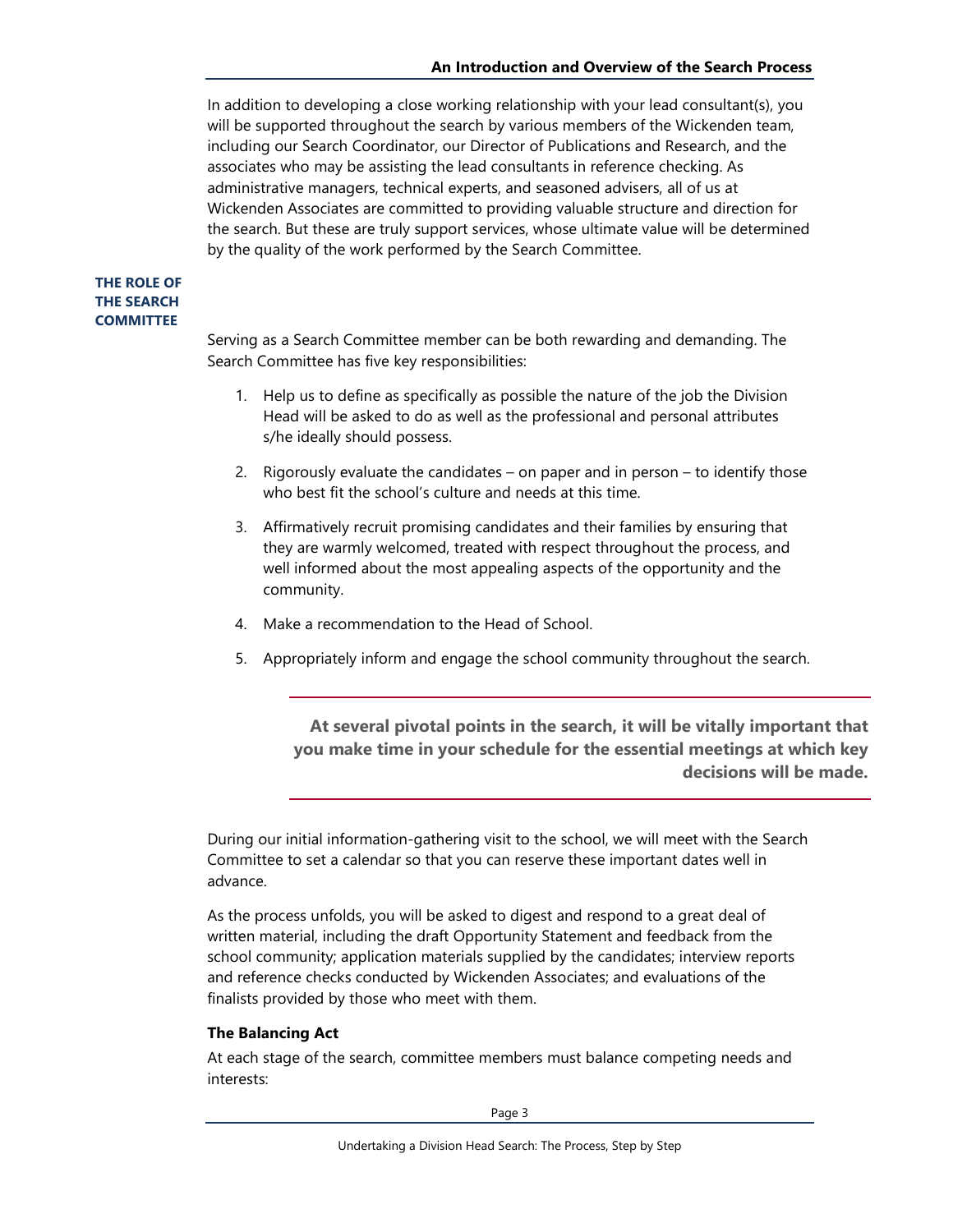In addition to developing a close working relationship with your lead consultant(s), you will be supported throughout the search by various members of the Wickenden team, including our Search Coordinator, our Director of Publications and Research, and the associates who may be assisting the lead consultants in reference checking. As administrative managers, technical experts, and seasoned advisers, all of us at Wickenden Associates are committed to providing valuable structure and direction for the search. But these are truly support services, whose ultimate value will be determined by the quality of the work performed by the Search Committee.

## THE ROLE OF THE SEARCH COMMITTEE

Serving as a Search Committee member can be both rewarding and demanding. The Search Committee has five key responsibilities:

1. Help us to define as specifically as possible the nature of the job the Division Head will be asked to do as well as the professional and personal attributes s/he ideally should possess.
2. Rigorously evaluate the candidates – on paper and in person – to identify those who best fit the school's culture and needs at this time.
3. Affirmatively recruit promising candidates and their families by ensuring that they are warmly welcomed, treated with respect throughout the process, and well informed about the most appealing aspects of the opportunity and the community.
4. Make a recommendation to the Head of School.
5. Appropriately inform and engage the school community throughout the search.

> **At several pivotal points in the search, it will be vitally important that you make time in your schedule for the essential meetings at which key decisions will be made.**

During our initial information-gathering visit to the school, we will meet with the Search Committee to set a calendar so that you can reserve these important dates well in advance.

As the process unfolds, you will be asked to digest and respond to a great deal of written material, including the draft Opportunity Statement and feedback from the school community; application materials supplied by the candidates; interview reports and reference checks conducted by Wickenden Associates; and evaluations of the finalists provided by those who meet with them.

### The Balancing Act

At each stage of the search, committee members must balance competing needs and interests: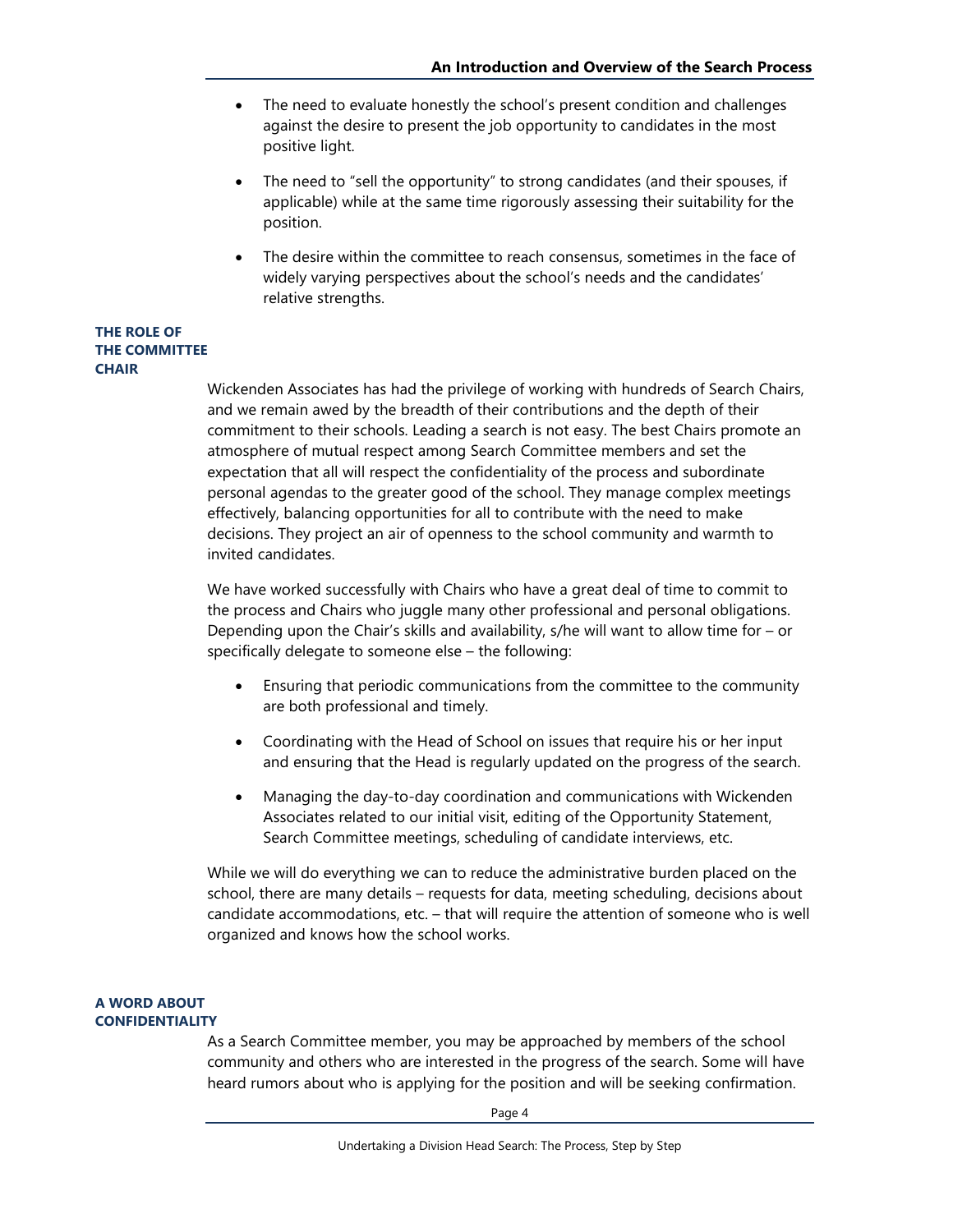- The need to evaluate honestly the school's present condition and challenges against the desire to present the job opportunity to candidates in the most positive light.
- The need to "sell the opportunity" to strong candidates (and their spouses, if applicable) while at the same time rigorously assessing their suitability for the position.
- The desire within the committee to reach consensus, sometimes in the face of widely varying perspectives about the school's needs and the candidates' relative strengths.

## THE ROLE OF THE COMMITTEE CHAIR

Wickenden Associates has had the privilege of working with hundreds of Search Chairs, and we remain awed by the breadth of their contributions and the depth of their commitment to their schools. Leading a search is not easy. The best Chairs promote an atmosphere of mutual respect among Search Committee members and set the expectation that all will respect the confidentiality of the process and subordinate personal agendas to the greater good of the school. They manage complex meetings effectively, balancing opportunities for all to contribute with the need to make decisions. They project an air of openness to the school community and warmth to invited candidates.

We have worked successfully with Chairs who have a great deal of time to commit to the process and Chairs who juggle many other professional and personal obligations. Depending upon the Chair's skills and availability, s/he will want to allow time for – or specifically delegate to someone else – the following:

- Ensuring that periodic communications from the committee to the community are both professional and timely.
- Coordinating with the Head of School on issues that require his or her input and ensuring that the Head is regularly updated on the progress of the search.
- Managing the day-to-day coordination and communications with Wickenden Associates related to our initial visit, editing of the Opportunity Statement, Search Committee meetings, scheduling of candidate interviews, etc.

While we will do everything we can to reduce the administrative burden placed on the school, there are many details – requests for data, meeting scheduling, decisions about candidate accommodations, etc. – that will require the attention of someone who is well organized and knows how the school works.

## A WORD ABOUT CONFIDENTIALITY

As a Search Committee member, you may be approached by members of the school community and others who are interested in the progress of the search. Some will have heard rumors about who is applying for the position and will be seeking confirmation.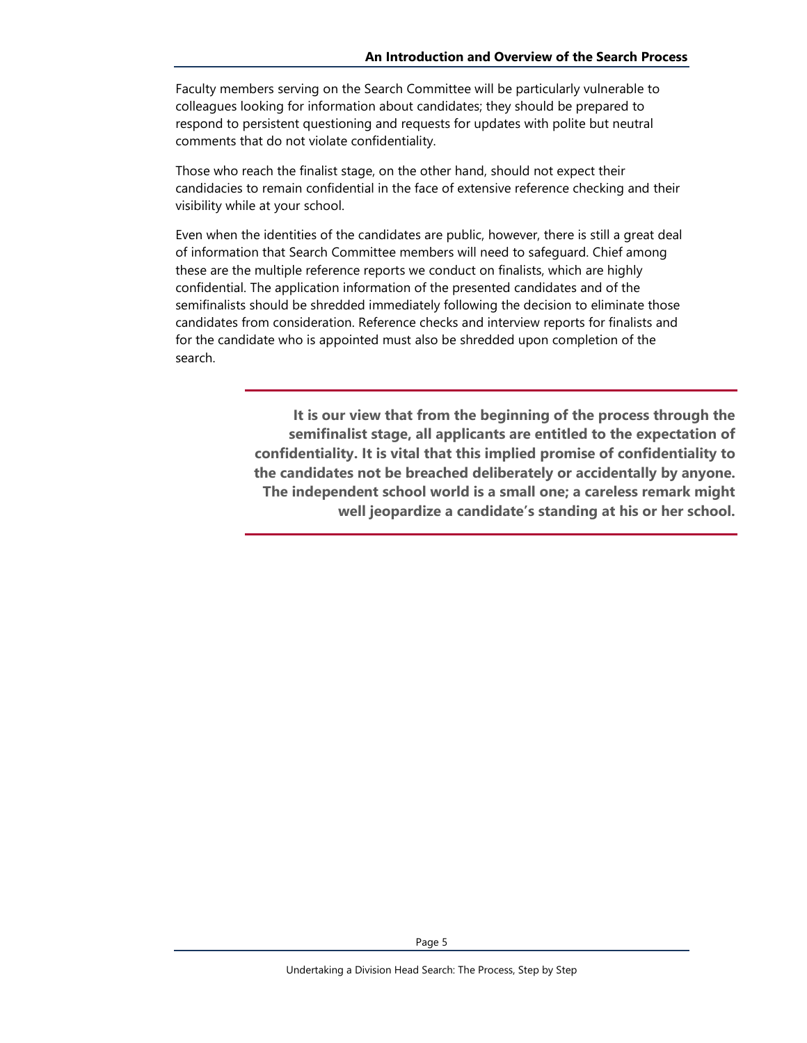Faculty members serving on the Search Committee will be particularly vulnerable to colleagues looking for information about candidates; they should be prepared to respond to persistent questioning and requests for updates with polite but neutral comments that do not violate confidentiality.

Those who reach the finalist stage, on the other hand, should not expect their candidacies to remain confidential in the face of extensive reference checking and their visibility while at your school.

Even when the identities of the candidates are public, however, there is still a great deal of information that Search Committee members will need to safeguard. Chief among these are the multiple reference reports we conduct on finalists, which are highly confidential. The application information of the presented candidates and of the semifinalists should be shredded immediately following the decision to eliminate those candidates from consideration. Reference checks and interview reports for finalists and for the candidate who is appointed must also be shredded upon completion of the search.

---

**It is our view that from the beginning of the process through the semifinalist stage, all applicants are entitled to the expectation of confidentiality. It is vital that this implied promise of confidentiality to the candidates not be breached deliberately or accidentally by anyone. The independent school world is a small one; a careless remark might well jeopardize a candidate's standing at his or her school.**

---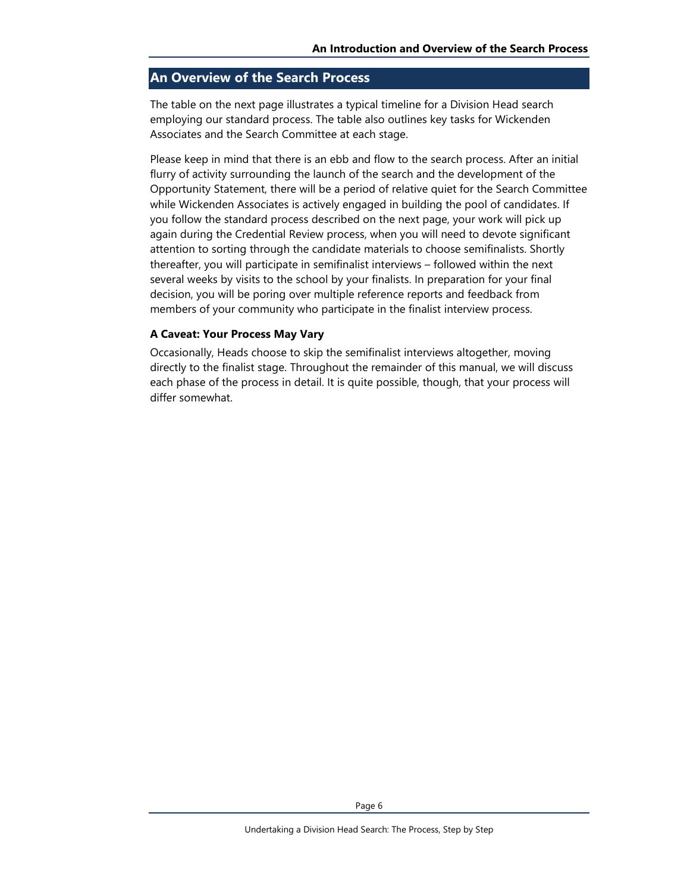## An Overview of the Search Process

The table on the next page illustrates a typical timeline for a Division Head search employing our standard process. The table also outlines key tasks for Wickenden Associates and the Search Committee at each stage.

Please keep in mind that there is an ebb and flow to the search process. After an initial flurry of activity surrounding the launch of the search and the development of the Opportunity Statement, there will be a period of relative quiet for the Search Committee while Wickenden Associates is actively engaged in building the pool of candidates. If you follow the standard process described on the next page, your work will pick up again during the Credential Review process, when you will need to devote significant attention to sorting through the candidate materials to choose semifinalists. Shortly thereafter, you will participate in semifinalist interviews – followed within the next several weeks by visits to the school by your finalists. In preparation for your final decision, you will be poring over multiple reference reports and feedback from members of your community who participate in the finalist interview process.

**A Caveat: Your Process May Vary**

Occasionally, Heads choose to skip the semifinalist interviews altogether, moving directly to the finalist stage. Throughout the remainder of this manual, we will discuss each phase of the process in detail. It is quite possible, though, that your process will differ somewhat.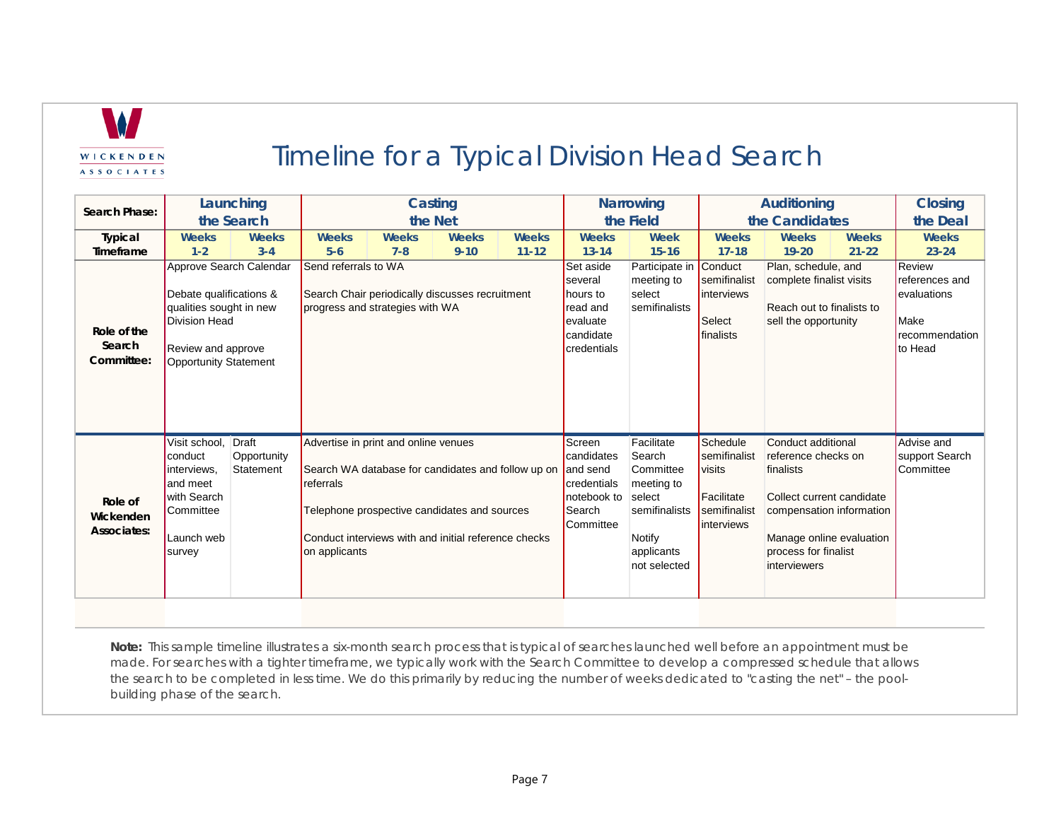# Timeline for a Typical Division Head Search

| Search Phase: | Launching the Search | | Casting the Net | | | | Narrowing the Field | | Auditioning the Candidates | | | Closing the Deal |
|---|---|---|---|---|---|---|---|---|---|---|---|---|
| **Typical Timeframe** | **Weeks 1-2** | **Weeks 3-4** | **Weeks 5-6** | **Weeks 7-8** | **Weeks 9-10** | **Weeks 11-12** | **Weeks 13-14** | **Week 15-16** | **Weeks 17-18** | **Weeks 19-20** | **Weeks 21-22** | **Weeks 23-24** |
| **Role of the Search Committee:** | Approve Search Calendar<br><br>Debate qualifications & qualities sought in new Division Head<br><br>Review and approve Opportunity Statement | | Send referrals to WA<br><br>Search Chair periodically discusses recruitment progress and strategies with WA | | | | Set aside several hours to read and evaluate candidate credentials | Participate in meeting to select semifinalists | Conduct semifinalist interviews<br><br>Select finalists | Plan, schedule, and complete finalist visits<br><br>Reach out to finalists to sell the opportunity | | Review references and evaluations<br><br>Make recommendation to Head |
| **Role of Wickenden Associates:** | Visit school, conduct interviews, and meet with Search Committee<br><br>Launch web survey | Draft Opportunity Statement | Advertise in print and online venues<br><br>Search WA database for candidates and follow up on referrals<br><br>Telephone prospective candidates and sources<br><br>Conduct interviews with and initial reference checks on applicants | | | | Screen candidates and send credentials notebook to Search Committee | Facilitate Search Committee meeting to select semifinalists<br><br>Notify applicants not selected | Schedule semifinalist visits<br><br>Facilitate semifinalist interviews | Conduct additional reference checks on finalists<br><br>Collect current candidate compensation information<br><br>Manage online evaluation process for finalist interviewers | | Advise and support Search Committee |

**Note:** This sample timeline illustrates a six-month search process that is typical of searches launched well before an appointment must be made. For searches with a tighter timeframe, we typically work with the Search Committee to develop a compressed schedule that allows the search to be completed in less time. We do this primarily by reducing the number of weeks dedicated to "casting the net" – the pool-building phase of the search.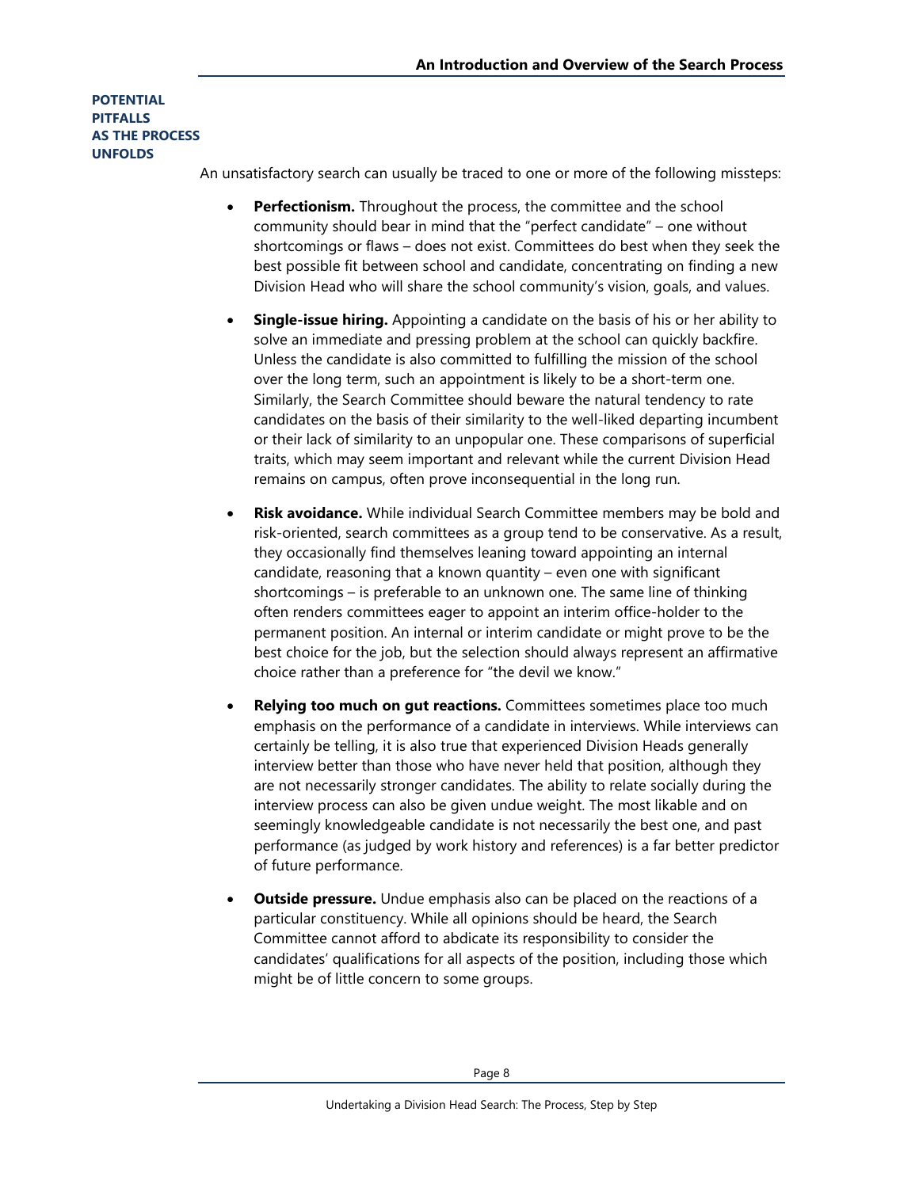## POTENTIAL PITFALLS AS THE PROCESS UNFOLDS

An unsatisfactory search can usually be traced to one or more of the following missteps:

- **Perfectionism.** Throughout the process, the committee and the school community should bear in mind that the "perfect candidate" – one without shortcomings or flaws – does not exist. Committees do best when they seek the best possible fit between school and candidate, concentrating on finding a new Division Head who will share the school community's vision, goals, and values.

- **Single-issue hiring.** Appointing a candidate on the basis of his or her ability to solve an immediate and pressing problem at the school can quickly backfire. Unless the candidate is also committed to fulfilling the mission of the school over the long term, such an appointment is likely to be a short-term one. Similarly, the Search Committee should beware the natural tendency to rate candidates on the basis of their similarity to the well-liked departing incumbent or their lack of similarity to an unpopular one. These comparisons of superficial traits, which may seem important and relevant while the current Division Head remains on campus, often prove inconsequential in the long run.

- **Risk avoidance.** While individual Search Committee members may be bold and risk-oriented, search committees as a group tend to be conservative. As a result, they occasionally find themselves leaning toward appointing an internal candidate, reasoning that a known quantity – even one with significant shortcomings – is preferable to an unknown one. The same line of thinking often renders committees eager to appoint an interim office-holder to the permanent position. An internal or interim candidate or might prove to be the best choice for the job, but the selection should always represent an affirmative choice rather than a preference for "the devil we know."

- **Relying too much on gut reactions.** Committees sometimes place too much emphasis on the performance of a candidate in interviews. While interviews can certainly be telling, it is also true that experienced Division Heads generally interview better than those who have never held that position, although they are not necessarily stronger candidates. The ability to relate socially during the interview process can also be given undue weight. The most likable and on seemingly knowledgeable candidate is not necessarily the best one, and past performance (as judged by work history and references) is a far better predictor of future performance.

- **Outside pressure.** Undue emphasis also can be placed on the reactions of a particular constituency. While all opinions should be heard, the Search Committee cannot afford to abdicate its responsibility to consider the candidates' qualifications for all aspects of the position, including those which might be of little concern to some groups.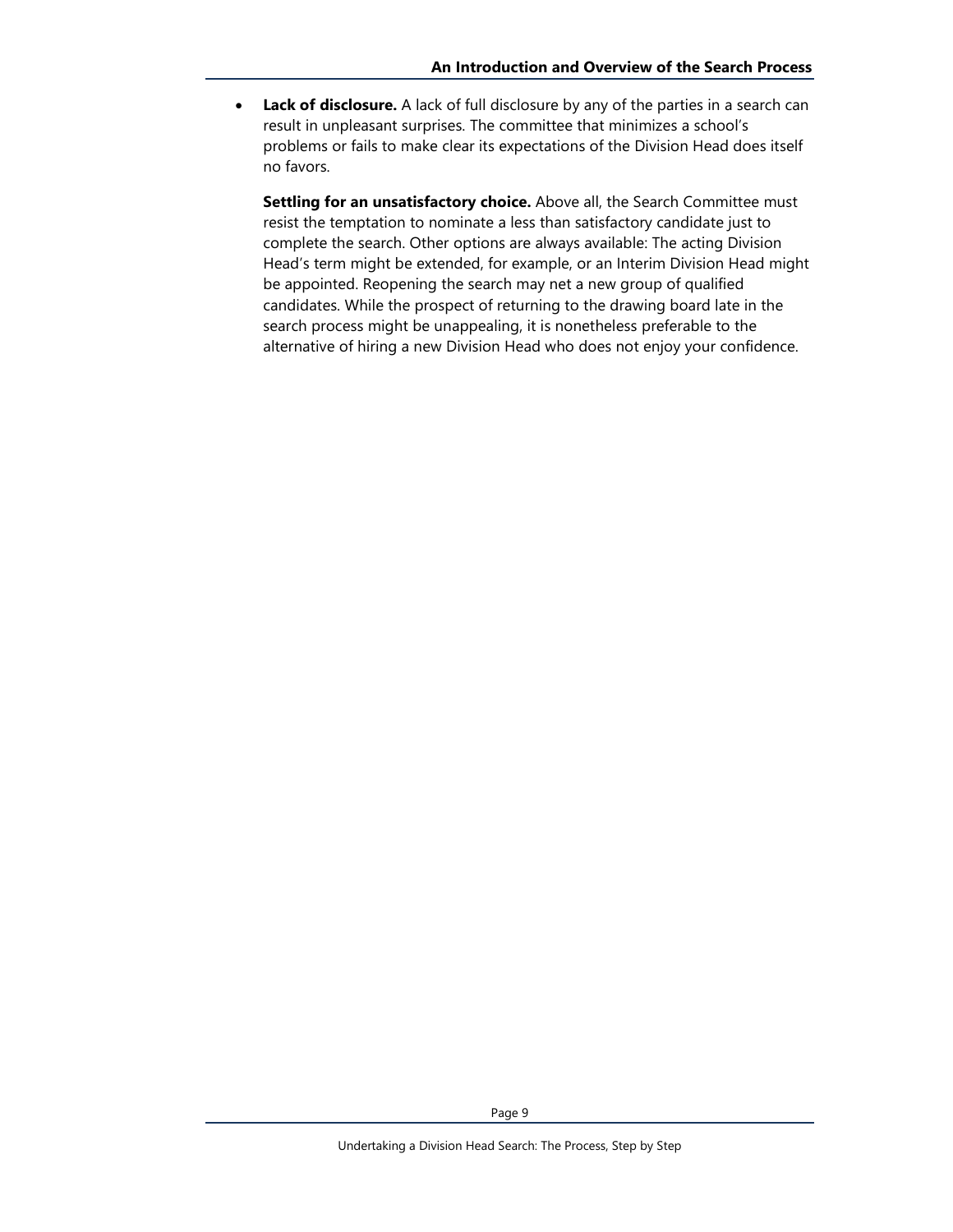- **Lack of disclosure.** A lack of full disclosure by any of the parties in a search can result in unpleasant surprises. The committee that minimizes a school's problems or fails to make clear its expectations of the Division Head does itself no favors.

  **Settling for an unsatisfactory choice.** Above all, the Search Committee must resist the temptation to nominate a less than satisfactory candidate just to complete the search. Other options are always available: The acting Division Head's term might be extended, for example, or an Interim Division Head might be appointed. Reopening the search may net a new group of qualified candidates. While the prospect of returning to the drawing board late in the search process might be unappealing, it is nonetheless preferable to the alternative of hiring a new Division Head who does not enjoy your confidence.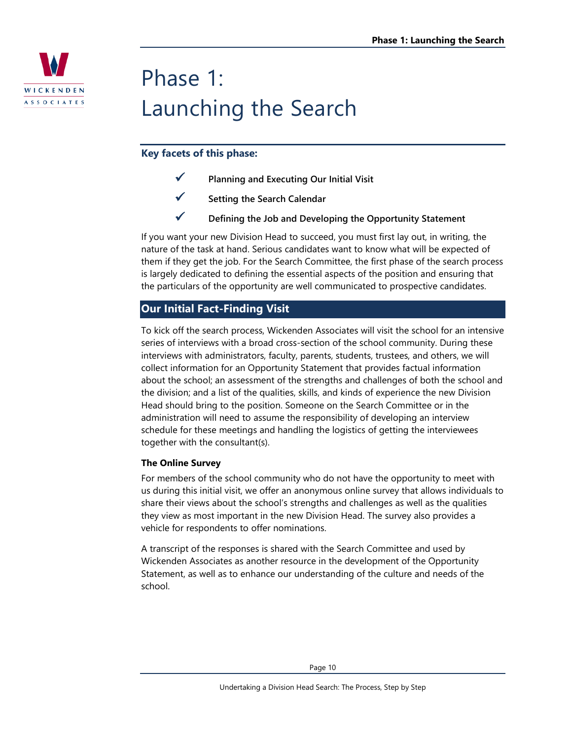# Phase 1: Launching the Search

**Key facets of this phase:**

- ✓ **Planning and Executing Our Initial Visit**
- ✓ **Setting the Search Calendar**
- ✓ **Defining the Job and Developing the Opportunity Statement**

If you want your new Division Head to succeed, you must first lay out, in writing, the nature of the task at hand. Serious candidates want to know what will be expected of them if they get the job. For the Search Committee, the first phase of the search process is largely dedicated to defining the essential aspects of the position and ensuring that the particulars of the opportunity are well communicated to prospective candidates.

## Our Initial Fact-Finding Visit

To kick off the search process, Wickenden Associates will visit the school for an intensive series of interviews with a broad cross-section of the school community. During these interviews with administrators, faculty, parents, students, trustees, and others, we will collect information for an Opportunity Statement that provides factual information about the school; an assessment of the strengths and challenges of both the school and the division; and a list of the qualities, skills, and kinds of experience the new Division Head should bring to the position. Someone on the Search Committee or in the administration will need to assume the responsibility of developing an interview schedule for these meetings and handling the logistics of getting the interviewees together with the consultant(s).

### The Online Survey

For members of the school community who do not have the opportunity to meet with us during this initial visit, we offer an anonymous online survey that allows individuals to share their views about the school's strengths and challenges as well as the qualities they view as most important in the new Division Head. The survey also provides a vehicle for respondents to offer nominations.

A transcript of the responses is shared with the Search Committee and used by Wickenden Associates as another resource in the development of the Opportunity Statement, as well as to enhance our understanding of the culture and needs of the school.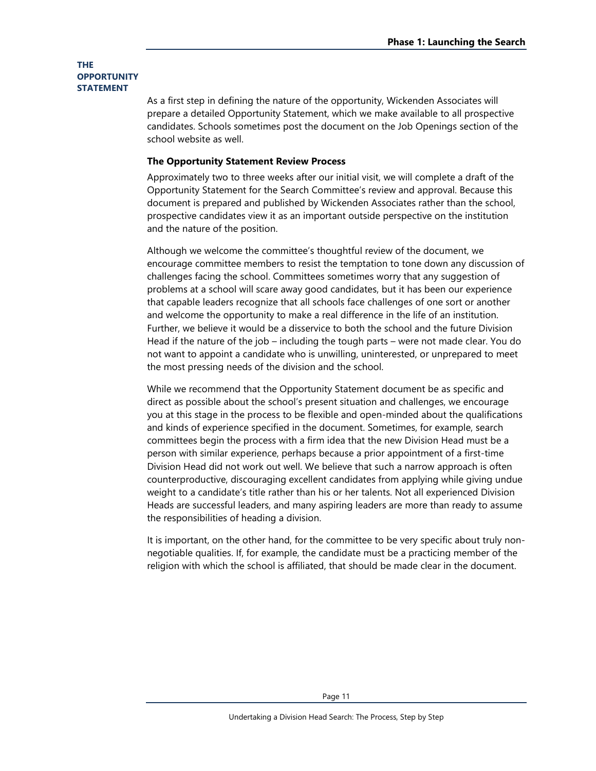## THE OPPORTUNITY STATEMENT

As a first step in defining the nature of the opportunity, Wickenden Associates will prepare a detailed Opportunity Statement, which we make available to all prospective candidates. Schools sometimes post the document on the Job Openings section of the school website as well.

### The Opportunity Statement Review Process

Approximately two to three weeks after our initial visit, we will complete a draft of the Opportunity Statement for the Search Committee's review and approval. Because this document is prepared and published by Wickenden Associates rather than the school, prospective candidates view it as an important outside perspective on the institution and the nature of the position.

Although we welcome the committee's thoughtful review of the document, we encourage committee members to resist the temptation to tone down any discussion of challenges facing the school. Committees sometimes worry that any suggestion of problems at a school will scare away good candidates, but it has been our experience that capable leaders recognize that all schools face challenges of one sort or another and welcome the opportunity to make a real difference in the life of an institution. Further, we believe it would be a disservice to both the school and the future Division Head if the nature of the job – including the tough parts – were not made clear. You do not want to appoint a candidate who is unwilling, uninterested, or unprepared to meet the most pressing needs of the division and the school.

While we recommend that the Opportunity Statement document be as specific and direct as possible about the school's present situation and challenges, we encourage you at this stage in the process to be flexible and open-minded about the qualifications and kinds of experience specified in the document. Sometimes, for example, search committees begin the process with a firm idea that the new Division Head must be a person with similar experience, perhaps because a prior appointment of a first-time Division Head did not work out well. We believe that such a narrow approach is often counterproductive, discouraging excellent candidates from applying while giving undue weight to a candidate's title rather than his or her talents. Not all experienced Division Heads are successful leaders, and many aspiring leaders are more than ready to assume the responsibilities of heading a division.

It is important, on the other hand, for the committee to be very specific about truly non-negotiable qualities. If, for example, the candidate must be a practicing member of the religion with which the school is affiliated, that should be made clear in the document.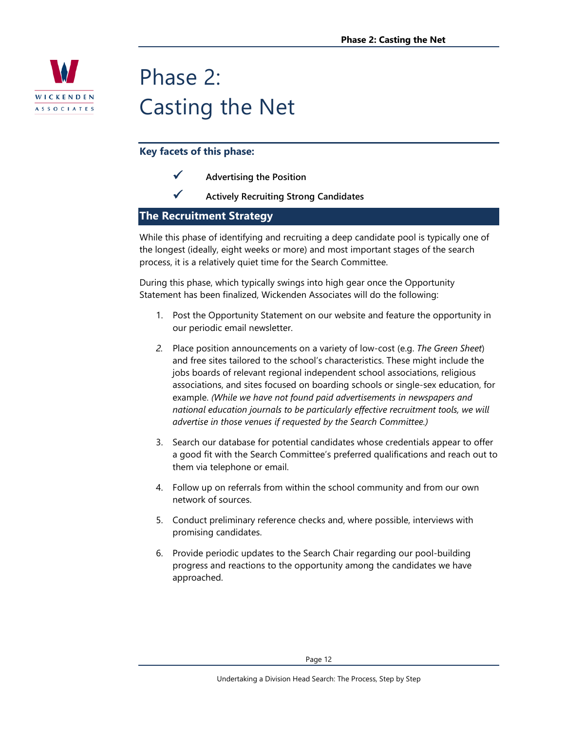# Phase 2: Casting the Net

**Key facets of this phase:**

- ✓ **Advertising the Position**
- ✓ **Actively Recruiting Strong Candidates**

## The Recruitment Strategy

While this phase of identifying and recruiting a deep candidate pool is typically one of the longest (ideally, eight weeks or more) and most important stages of the search process, it is a relatively quiet time for the Search Committee.

During this phase, which typically swings into high gear once the Opportunity Statement has been finalized, Wickenden Associates will do the following:

1. Post the Opportunity Statement on our website and feature the opportunity in our periodic email newsletter.
2. Place position announcements on a variety of low-cost (e.g. *The Green Sheet*) and free sites tailored to the school's characteristics. These might include the jobs boards of relevant regional independent school associations, religious associations, and sites focused on boarding schools or single-sex education, for example. *(While we have not found paid advertisements in newspapers and national education journals to be particularly effective recruitment tools, we will advertise in those venues if requested by the Search Committee.)*
3. Search our database for potential candidates whose credentials appear to offer a good fit with the Search Committee's preferred qualifications and reach out to them via telephone or email.
4. Follow up on referrals from within the school community and from our own network of sources.
5. Conduct preliminary reference checks and, where possible, interviews with promising candidates.
6. Provide periodic updates to the Search Chair regarding our pool-building progress and reactions to the opportunity among the candidates we have approached.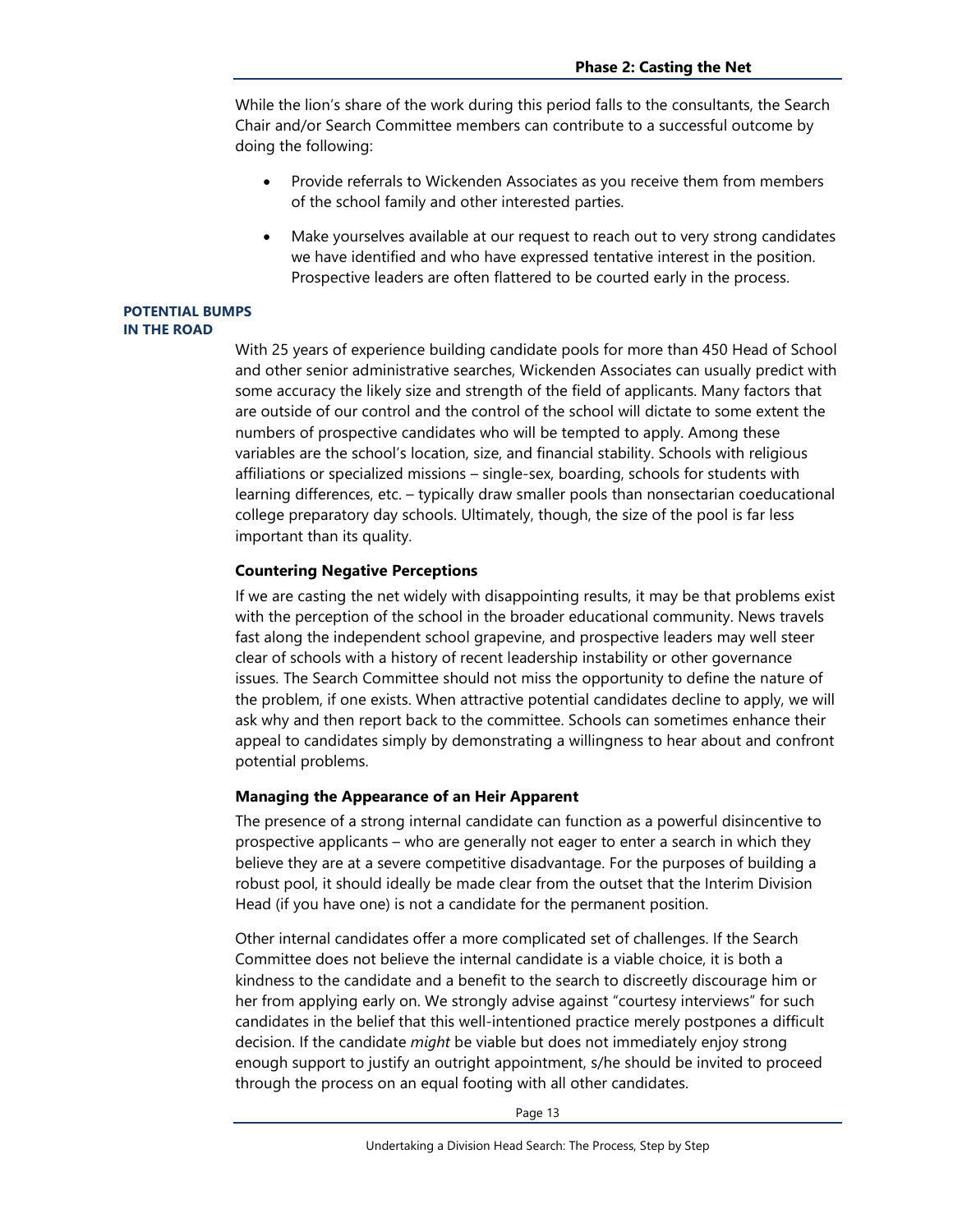While the lion's share of the work during this period falls to the consultants, the Search Chair and/or Search Committee members can contribute to a successful outcome by doing the following:

- Provide referrals to Wickenden Associates as you receive them from members of the school family and other interested parties.
- Make yourselves available at our request to reach out to very strong candidates we have identified and who have expressed tentative interest in the position. Prospective leaders are often flattered to be courted early in the process.

## POTENTIAL BUMPS IN THE ROAD

With 25 years of experience building candidate pools for more than 450 Head of School and other senior administrative searches, Wickenden Associates can usually predict with some accuracy the likely size and strength of the field of applicants. Many factors that are outside of our control and the control of the school will dictate to some extent the numbers of prospective candidates who will be tempted to apply. Among these variables are the school's location, size, and financial stability. Schools with religious affiliations or specialized missions – single-sex, boarding, schools for students with learning differences, etc. – typically draw smaller pools than nonsectarian coeducational college preparatory day schools. Ultimately, though, the size of the pool is far less important than its quality.

### Countering Negative Perceptions

If we are casting the net widely with disappointing results, it may be that problems exist with the perception of the school in the broader educational community. News travels fast along the independent school grapevine, and prospective leaders may well steer clear of schools with a history of recent leadership instability or other governance issues. The Search Committee should not miss the opportunity to define the nature of the problem, if one exists. When attractive potential candidates decline to apply, we will ask why and then report back to the committee. Schools can sometimes enhance their appeal to candidates simply by demonstrating a willingness to hear about and confront potential problems.

### Managing the Appearance of an Heir Apparent

The presence of a strong internal candidate can function as a powerful disincentive to prospective applicants – who are generally not eager to enter a search in which they believe they are at a severe competitive disadvantage. For the purposes of building a robust pool, it should ideally be made clear from the outset that the Interim Division Head (if you have one) is not a candidate for the permanent position.

Other internal candidates offer a more complicated set of challenges. If the Search Committee does not believe the internal candidate is a viable choice, it is both a kindness to the candidate and a benefit to the search to discreetly discourage him or her from applying early on. We strongly advise against "courtesy interviews" for such candidates in the belief that this well-intentioned practice merely postpones a difficult decision. If the candidate *might* be viable but does not immediately enjoy strong enough support to justify an outright appointment, s/he should be invited to proceed through the process on an equal footing with all other candidates.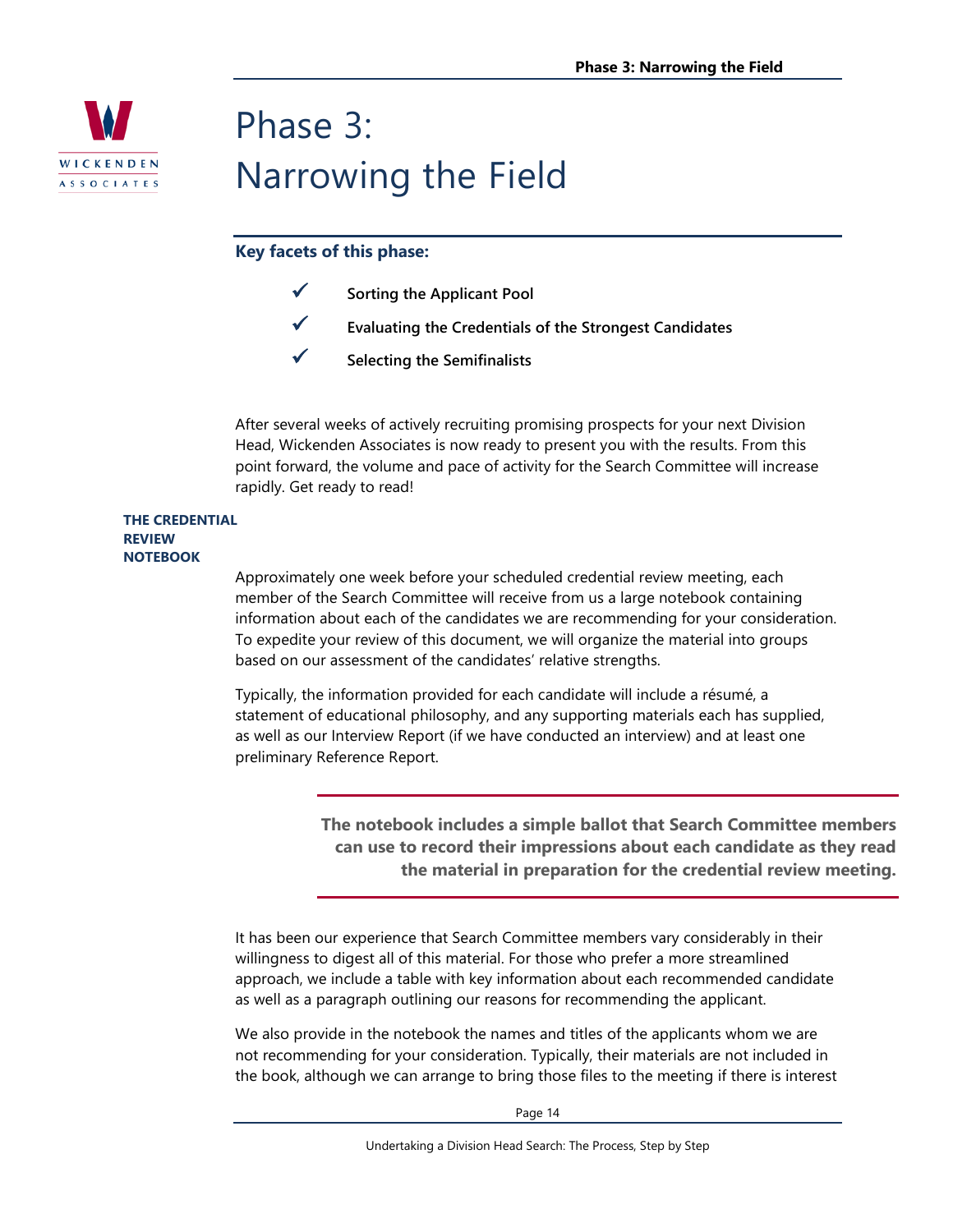# Phase 3: Narrowing the Field

**Key facets of this phase:**

- ✓ **Sorting the Applicant Pool**
- ✓ **Evaluating the Credentials of the Strongest Candidates**
- ✓ **Selecting the Semifinalists**

After several weeks of actively recruiting promising prospects for your next Division Head, Wickenden Associates is now ready to present you with the results. From this point forward, the volume and pace of activity for the Search Committee will increase rapidly. Get ready to read!

## THE CREDENTIAL REVIEW NOTEBOOK

Approximately one week before your scheduled credential review meeting, each member of the Search Committee will receive from us a large notebook containing information about each of the candidates we are recommending for your consideration. To expedite your review of this document, we will organize the material into groups based on our assessment of the candidates' relative strengths.

Typically, the information provided for each candidate will include a résumé, a statement of educational philosophy, and any supporting materials each has supplied, as well as our Interview Report (if we have conducted an interview) and at least one preliminary Reference Report.

> **The notebook includes a simple ballot that Search Committee members can use to record their impressions about each candidate as they read the material in preparation for the credential review meeting.**

It has been our experience that Search Committee members vary considerably in their willingness to digest all of this material. For those who prefer a more streamlined approach, we include a table with key information about each recommended candidate as well as a paragraph outlining our reasons for recommending the applicant.

We also provide in the notebook the names and titles of the applicants whom we are not recommending for your consideration. Typically, their materials are not included in the book, although we can arrange to bring those files to the meeting if there is interest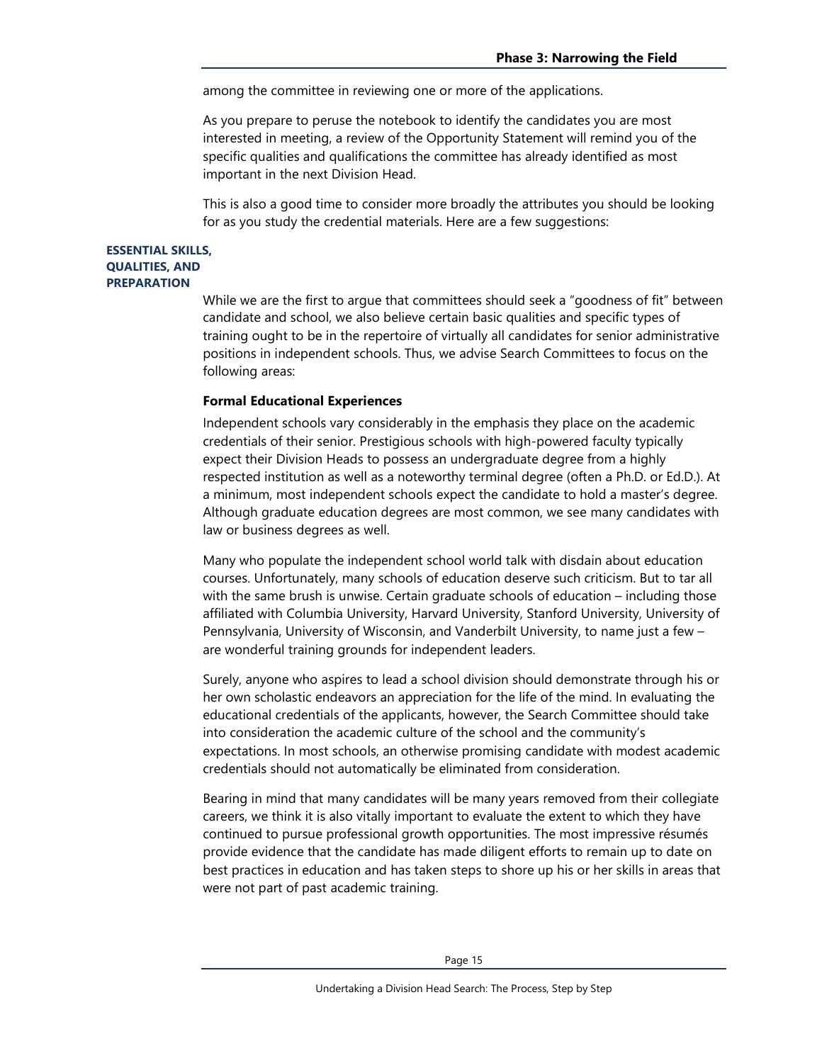among the committee in reviewing one or more of the applications.

As you prepare to peruse the notebook to identify the candidates you are most interested in meeting, a review of the Opportunity Statement will remind you of the specific qualities and qualifications the committee has already identified as most important in the next Division Head.

This is also a good time to consider more broadly the attributes you should be looking for as you study the credential materials. Here are a few suggestions:

## ESSENTIAL SKILLS, QUALITIES, AND PREPARATION

While we are the first to argue that committees should seek a "goodness of fit" between candidate and school, we also believe certain basic qualities and specific types of training ought to be in the repertoire of virtually all candidates for senior administrative positions in independent schools. Thus, we advise Search Committees to focus on the following areas:

### Formal Educational Experiences

Independent schools vary considerably in the emphasis they place on the academic credentials of their senior. Prestigious schools with high-powered faculty typically expect their Division Heads to possess an undergraduate degree from a highly respected institution as well as a noteworthy terminal degree (often a Ph.D. or Ed.D.). At a minimum, most independent schools expect the candidate to hold a master's degree. Although graduate education degrees are most common, we see many candidates with law or business degrees as well.

Many who populate the independent school world talk with disdain about education courses. Unfortunately, many schools of education deserve such criticism. But to tar all with the same brush is unwise. Certain graduate schools of education – including those affiliated with Columbia University, Harvard University, Stanford University, University of Pennsylvania, University of Wisconsin, and Vanderbilt University, to name just a few – are wonderful training grounds for independent leaders.

Surely, anyone who aspires to lead a school division should demonstrate through his or her own scholastic endeavors an appreciation for the life of the mind. In evaluating the educational credentials of the applicants, however, the Search Committee should take into consideration the academic culture of the school and the community's expectations. In most schools, an otherwise promising candidate with modest academic credentials should not automatically be eliminated from consideration.

Bearing in mind that many candidates will be many years removed from their collegiate careers, we think it is also vitally important to evaluate the extent to which they have continued to pursue professional growth opportunities. The most impressive résumés provide evidence that the candidate has made diligent efforts to remain up to date on best practices in education and has taken steps to shore up his or her skills in areas that were not part of past academic training.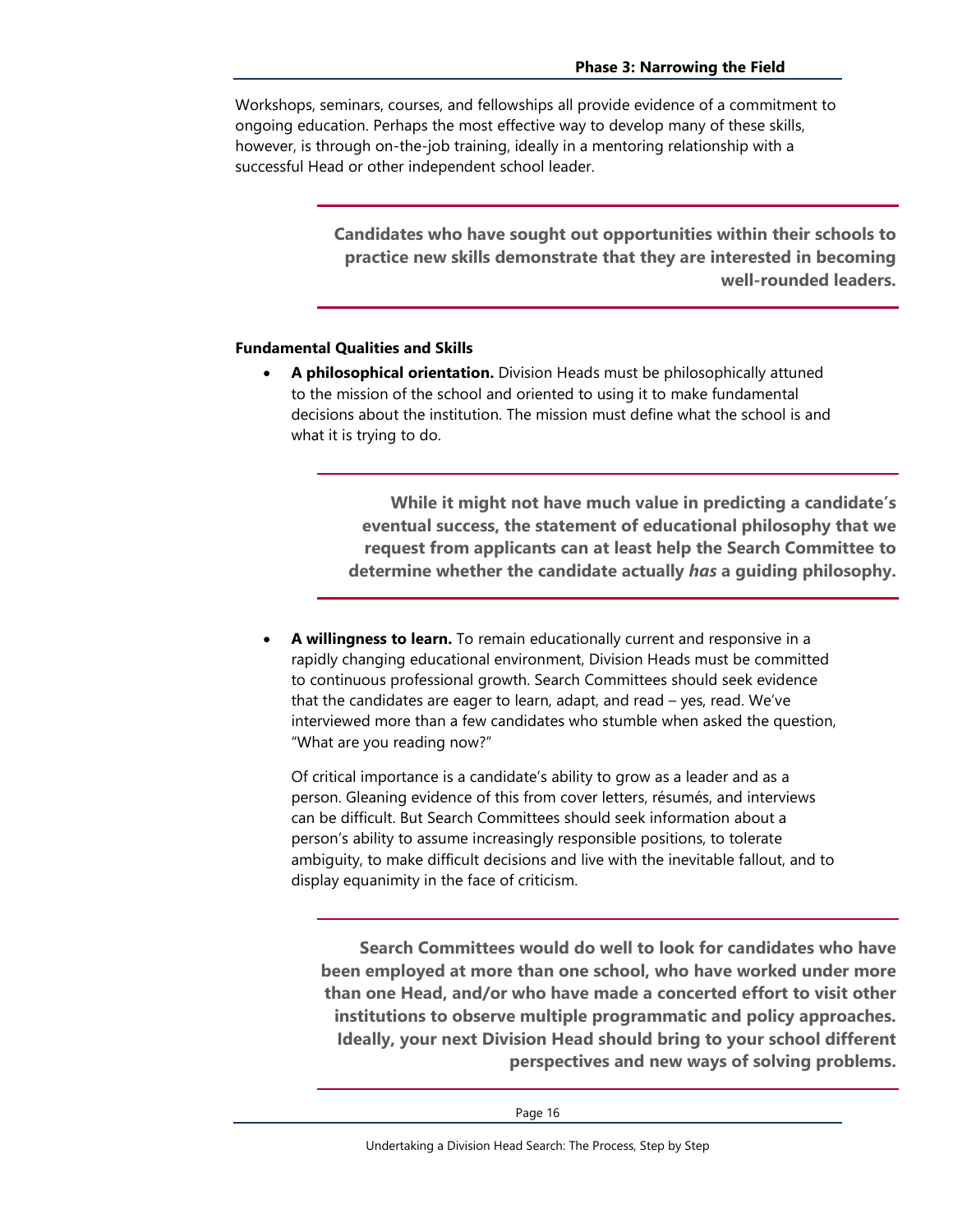Workshops, seminars, courses, and fellowships all provide evidence of a commitment to ongoing education. Perhaps the most effective way to develop many of these skills, however, is through on-the-job training, ideally in a mentoring relationship with a successful Head or other independent school leader.

> **Candidates who have sought out opportunities within their schools to practice new skills demonstrate that they are interested in becoming well-rounded leaders.**

**Fundamental Qualities and Skills**

- **A philosophical orientation.** Division Heads must be philosophically attuned to the mission of the school and oriented to using it to make fundamental decisions about the institution. The mission must define what the school is and what it is trying to do.

> **While it might not have much value in predicting a candidate's eventual success, the statement of educational philosophy that we request from applicants can at least help the Search Committee to determine whether the candidate actually *has* a guiding philosophy.**

- **A willingness to learn.** To remain educationally current and responsive in a rapidly changing educational environment, Division Heads must be committed to continuous professional growth. Search Committees should seek evidence that the candidates are eager to learn, adapt, and read – yes, read. We've interviewed more than a few candidates who stumble when asked the question, "What are you reading now?"

  Of critical importance is a candidate's ability to grow as a leader and as a person. Gleaning evidence of this from cover letters, résumés, and interviews can be difficult. But Search Committees should seek information about a person's ability to assume increasingly responsible positions, to tolerate ambiguity, to make difficult decisions and live with the inevitable fallout, and to display equanimity in the face of criticism.

> **Search Committees would do well to look for candidates who have been employed at more than one school, who have worked under more than one Head, and/or who have made a concerted effort to visit other institutions to observe multiple programmatic and policy approaches. Ideally, your next Division Head should bring to your school different perspectives and new ways of solving problems.**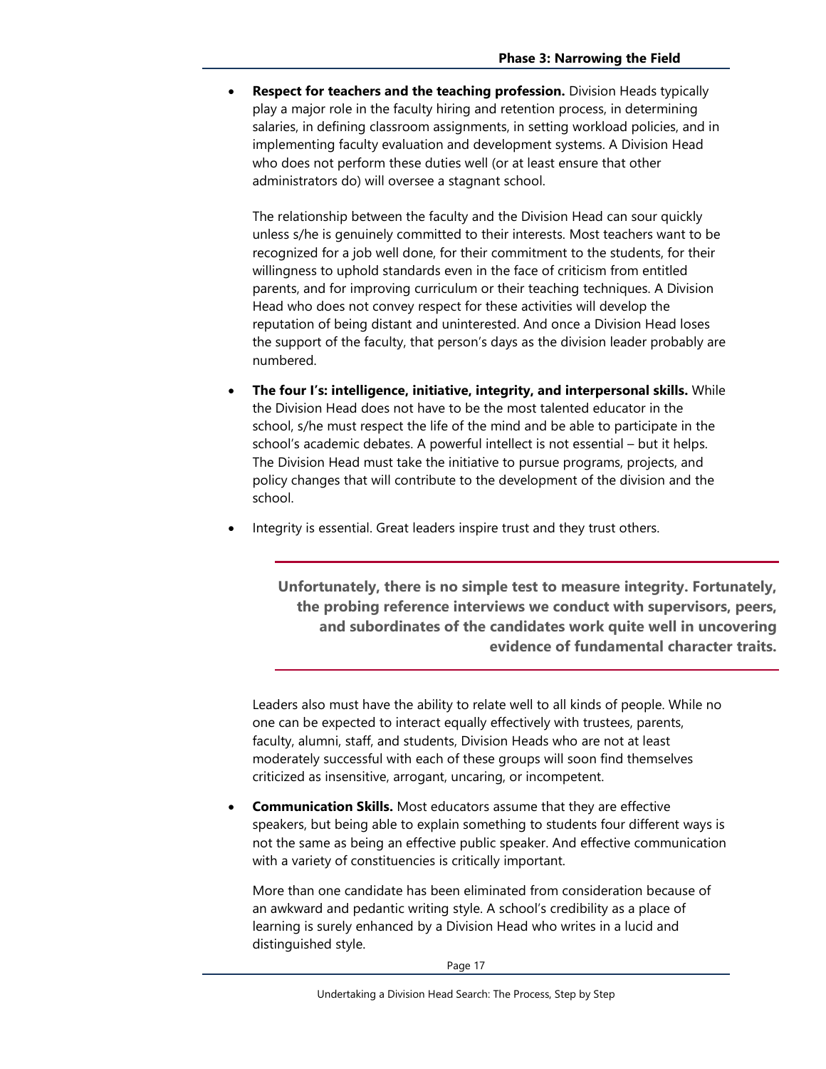- **Respect for teachers and the teaching profession.** Division Heads typically play a major role in the faculty hiring and retention process, in determining salaries, in defining classroom assignments, in setting workload policies, and in implementing faculty evaluation and development systems. A Division Head who does not perform these duties well (or at least ensure that other administrators do) will oversee a stagnant school.

  The relationship between the faculty and the Division Head can sour quickly unless s/he is genuinely committed to their interests. Most teachers want to be recognized for a job well done, for their commitment to the students, for their willingness to uphold standards even in the face of criticism from entitled parents, and for improving curriculum or their teaching techniques. A Division Head who does not convey respect for these activities will develop the reputation of being distant and uninterested. And once a Division Head loses the support of the faculty, that person's days as the division leader probably are numbered.

- **The four I's: intelligence, initiative, integrity, and interpersonal skills.** While the Division Head does not have to be the most talented educator in the school, s/he must respect the life of the mind and be able to participate in the school's academic debates. A powerful intellect is not essential – but it helps. The Division Head must take the initiative to pursue programs, projects, and policy changes that will contribute to the development of the division and the school.

- Integrity is essential. Great leaders inspire trust and they trust others.

> **Unfortunately, there is no simple test to measure integrity. Fortunately, the probing reference interviews we conduct with supervisors, peers, and subordinates of the candidates work quite well in uncovering evidence of fundamental character traits.**

  Leaders also must have the ability to relate well to all kinds of people. While no one can be expected to interact equally effectively with trustees, parents, faculty, alumni, staff, and students, Division Heads who are not at least moderately successful with each of these groups will soon find themselves criticized as insensitive, arrogant, uncaring, or incompetent.

- **Communication Skills.** Most educators assume that they are effective speakers, but being able to explain something to students four different ways is not the same as being an effective public speaker. And effective communication with a variety of constituencies is critically important.

  More than one candidate has been eliminated from consideration because of an awkward and pedantic writing style. A school's credibility as a place of learning is surely enhanced by a Division Head who writes in a lucid and distinguished style.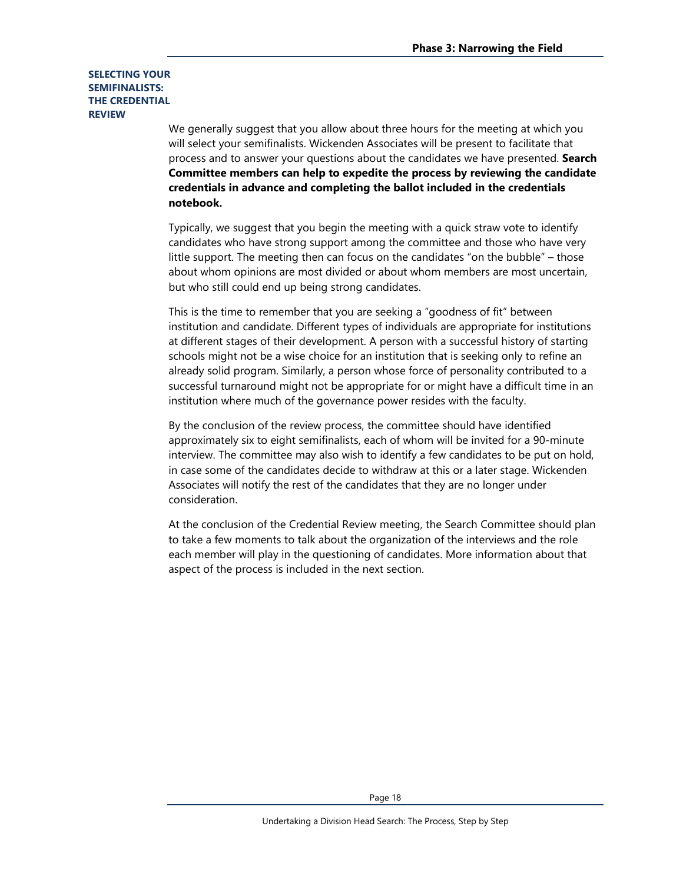## SELECTING YOUR SEMIFINALISTS: THE CREDENTIAL REVIEW

We generally suggest that you allow about three hours for the meeting at which you will select your semifinalists. Wickenden Associates will be present to facilitate that process and to answer your questions about the candidates we have presented. **Search Committee members can help to expedite the process by reviewing the candidate credentials in advance and completing the ballot included in the credentials notebook.**

Typically, we suggest that you begin the meeting with a quick straw vote to identify candidates who have strong support among the committee and those who have very little support. The meeting then can focus on the candidates "on the bubble" – those about whom opinions are most divided or about whom members are most uncertain, but who still could end up being strong candidates.

This is the time to remember that you are seeking a "goodness of fit" between institution and candidate. Different types of individuals are appropriate for institutions at different stages of their development. A person with a successful history of starting schools might not be a wise choice for an institution that is seeking only to refine an already solid program. Similarly, a person whose force of personality contributed to a successful turnaround might not be appropriate for or might have a difficult time in an institution where much of the governance power resides with the faculty.

By the conclusion of the review process, the committee should have identified approximately six to eight semifinalists, each of whom will be invited for a 90-minute interview. The committee may also wish to identify a few candidates to be put on hold, in case some of the candidates decide to withdraw at this or a later stage. Wickenden Associates will notify the rest of the candidates that they are no longer under consideration.

At the conclusion of the Credential Review meeting, the Search Committee should plan to take a few moments to talk about the organization of the interviews and the role each member will play in the questioning of candidates. More information about that aspect of the process is included in the next section.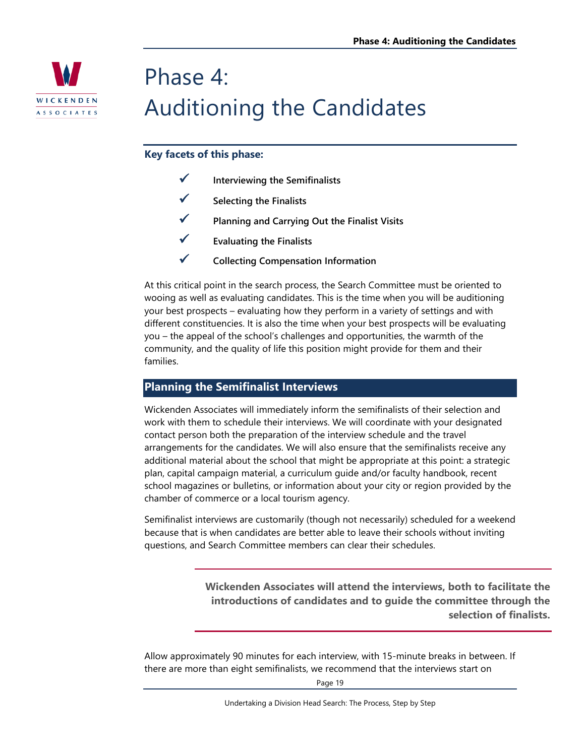# Phase 4: Auditioning the Candidates

**Key facets of this phase:**

- ✓ **Interviewing the Semifinalists**
- ✓ **Selecting the Finalists**
- ✓ **Planning and Carrying Out the Finalist Visits**
- ✓ **Evaluating the Finalists**
- ✓ **Collecting Compensation Information**

At this critical point in the search process, the Search Committee must be oriented to wooing as well as evaluating candidates. This is the time when you will be auditioning your best prospects – evaluating how they perform in a variety of settings and with different constituencies. It is also the time when your best prospects will be evaluating you – the appeal of the school's challenges and opportunities, the warmth of the community, and the quality of life this position might provide for them and their families.

## Planning the Semifinalist Interviews

Wickenden Associates will immediately inform the semifinalists of their selection and work with them to schedule their interviews. We will coordinate with your designated contact person both the preparation of the interview schedule and the travel arrangements for the candidates. We will also ensure that the semifinalists receive any additional material about the school that might be appropriate at this point: a strategic plan, capital campaign material, a curriculum guide and/or faculty handbook, recent school magazines or bulletins, or information about your city or region provided by the chamber of commerce or a local tourism agency.

Semifinalist interviews are customarily (though not necessarily) scheduled for a weekend because that is when candidates are better able to leave their schools without inviting questions, and Search Committee members can clear their schedules.

> **Wickenden Associates will attend the interviews, both to facilitate the introductions of candidates and to guide the committee through the selection of finalists.**

Allow approximately 90 minutes for each interview, with 15-minute breaks in between. If there are more than eight semifinalists, we recommend that the interviews start on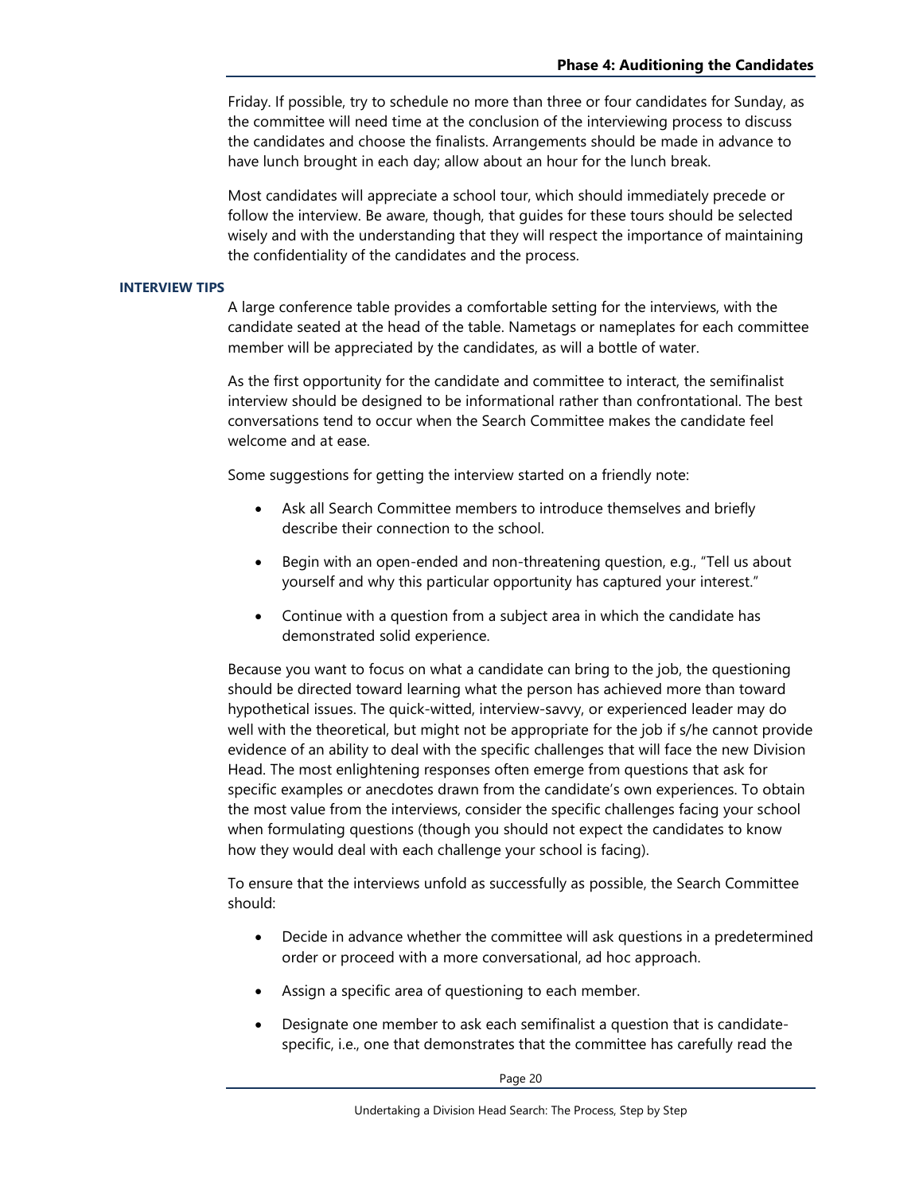Friday. If possible, try to schedule no more than three or four candidates for Sunday, as the committee will need time at the conclusion of the interviewing process to discuss the candidates and choose the finalists. Arrangements should be made in advance to have lunch brought in each day; allow about an hour for the lunch break.

Most candidates will appreciate a school tour, which should immediately precede or follow the interview. Be aware, though, that guides for these tours should be selected wisely and with the understanding that they will respect the importance of maintaining the confidentiality of the candidates and the process.

### INTERVIEW TIPS

A large conference table provides a comfortable setting for the interviews, with the candidate seated at the head of the table. Nametags or nameplates for each committee member will be appreciated by the candidates, as will a bottle of water.

As the first opportunity for the candidate and committee to interact, the semifinalist interview should be designed to be informational rather than confrontational. The best conversations tend to occur when the Search Committee makes the candidate feel welcome and at ease.

Some suggestions for getting the interview started on a friendly note:

- Ask all Search Committee members to introduce themselves and briefly describe their connection to the school.
- Begin with an open-ended and non-threatening question, e.g., "Tell us about yourself and why this particular opportunity has captured your interest."
- Continue with a question from a subject area in which the candidate has demonstrated solid experience.

Because you want to focus on what a candidate can bring to the job, the questioning should be directed toward learning what the person has achieved more than toward hypothetical issues. The quick-witted, interview-savvy, or experienced leader may do well with the theoretical, but might not be appropriate for the job if s/he cannot provide evidence of an ability to deal with the specific challenges that will face the new Division Head. The most enlightening responses often emerge from questions that ask for specific examples or anecdotes drawn from the candidate's own experiences. To obtain the most value from the interviews, consider the specific challenges facing your school when formulating questions (though you should not expect the candidates to know how they would deal with each challenge your school is facing).

To ensure that the interviews unfold as successfully as possible, the Search Committee should:

- Decide in advance whether the committee will ask questions in a predetermined order or proceed with a more conversational, ad hoc approach.
- Assign a specific area of questioning to each member.
- Designate one member to ask each semifinalist a question that is candidate-specific, i.e., one that demonstrates that the committee has carefully read the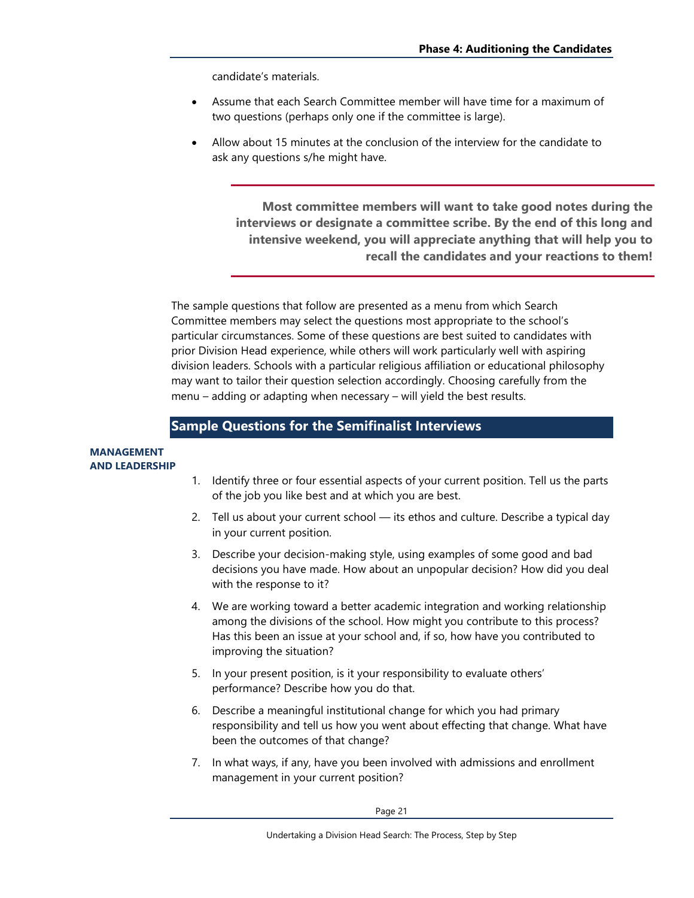candidate's materials.

- Assume that each Search Committee member will have time for a maximum of two questions (perhaps only one if the committee is large).
- Allow about 15 minutes at the conclusion of the interview for the candidate to ask any questions s/he might have.

> **Most committee members will want to take good notes during the interviews or designate a committee scribe. By the end of this long and intensive weekend, you will appreciate anything that will help you to recall the candidates and your reactions to them!**

The sample questions that follow are presented as a menu from which Search Committee members may select the questions most appropriate to the school's particular circumstances. Some of these questions are best suited to candidates with prior Division Head experience, while others will work particularly well with aspiring division leaders. Schools with a particular religious affiliation or educational philosophy may want to tailor their question selection accordingly. Choosing carefully from the menu – adding or adapting when necessary – will yield the best results.

## Sample Questions for the Semifinalist Interviews

**MANAGEMENT AND LEADERSHIP**

1. Identify three or four essential aspects of your current position. Tell us the parts of the job you like best and at which you are best.
2. Tell us about your current school — its ethos and culture. Describe a typical day in your current position.
3. Describe your decision-making style, using examples of some good and bad decisions you have made. How about an unpopular decision? How did you deal with the response to it?
4. We are working toward a better academic integration and working relationship among the divisions of the school. How might you contribute to this process? Has this been an issue at your school and, if so, how have you contributed to improving the situation?
5. In your present position, is it your responsibility to evaluate others' performance? Describe how you do that.
6. Describe a meaningful institutional change for which you had primary responsibility and tell us how you went about effecting that change. What have been the outcomes of that change?
7. In what ways, if any, have you been involved with admissions and enrollment management in your current position?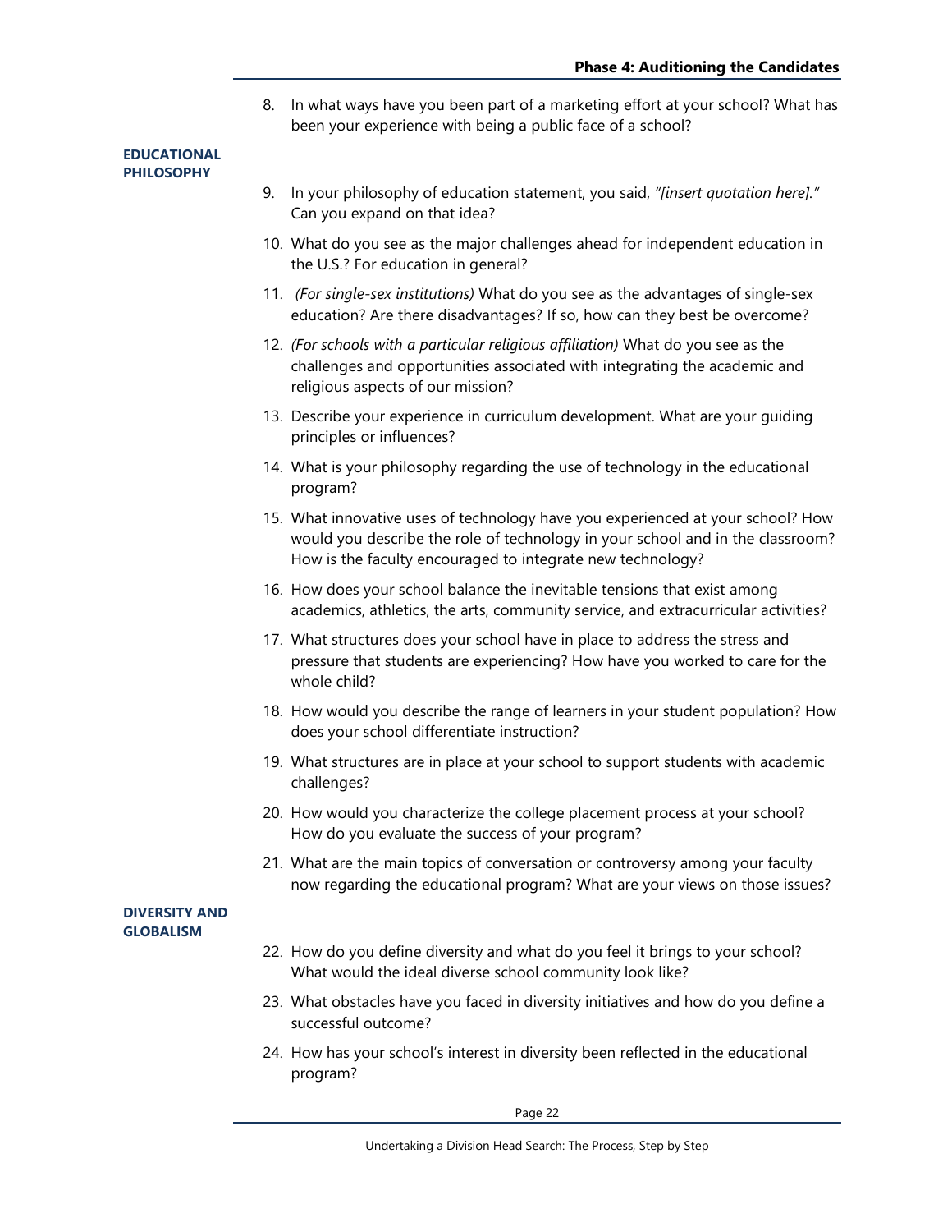8. In what ways have you been part of a marketing effort at your school? What has been your experience with being a public face of a school?

**EDUCATIONAL PHILOSOPHY**

9. In your philosophy of education statement, you said, *"[insert quotation here]."* Can you expand on that idea?
10. What do you see as the major challenges ahead for independent education in the U.S.? For education in general?
11. *(For single-sex institutions)* What do you see as the advantages of single-sex education? Are there disadvantages? If so, how can they best be overcome?
12. *(For schools with a particular religious affiliation)* What do you see as the challenges and opportunities associated with integrating the academic and religious aspects of our mission?
13. Describe your experience in curriculum development. What are your guiding principles or influences?
14. What is your philosophy regarding the use of technology in the educational program?
15. What innovative uses of technology have you experienced at your school? How would you describe the role of technology in your school and in the classroom? How is the faculty encouraged to integrate new technology?
16. How does your school balance the inevitable tensions that exist among academics, athletics, the arts, community service, and extracurricular activities?
17. What structures does your school have in place to address the stress and pressure that students are experiencing? How have you worked to care for the whole child?
18. How would you describe the range of learners in your student population? How does your school differentiate instruction?
19. What structures are in place at your school to support students with academic challenges?
20. How would you characterize the college placement process at your school? How do you evaluate the success of your program?
21. What are the main topics of conversation or controversy among your faculty now regarding the educational program? What are your views on those issues?

**DIVERSITY AND GLOBALISM**

22. How do you define diversity and what do you feel it brings to your school? What would the ideal diverse school community look like?
23. What obstacles have you faced in diversity initiatives and how do you define a successful outcome?
24. How has your school's interest in diversity been reflected in the educational program?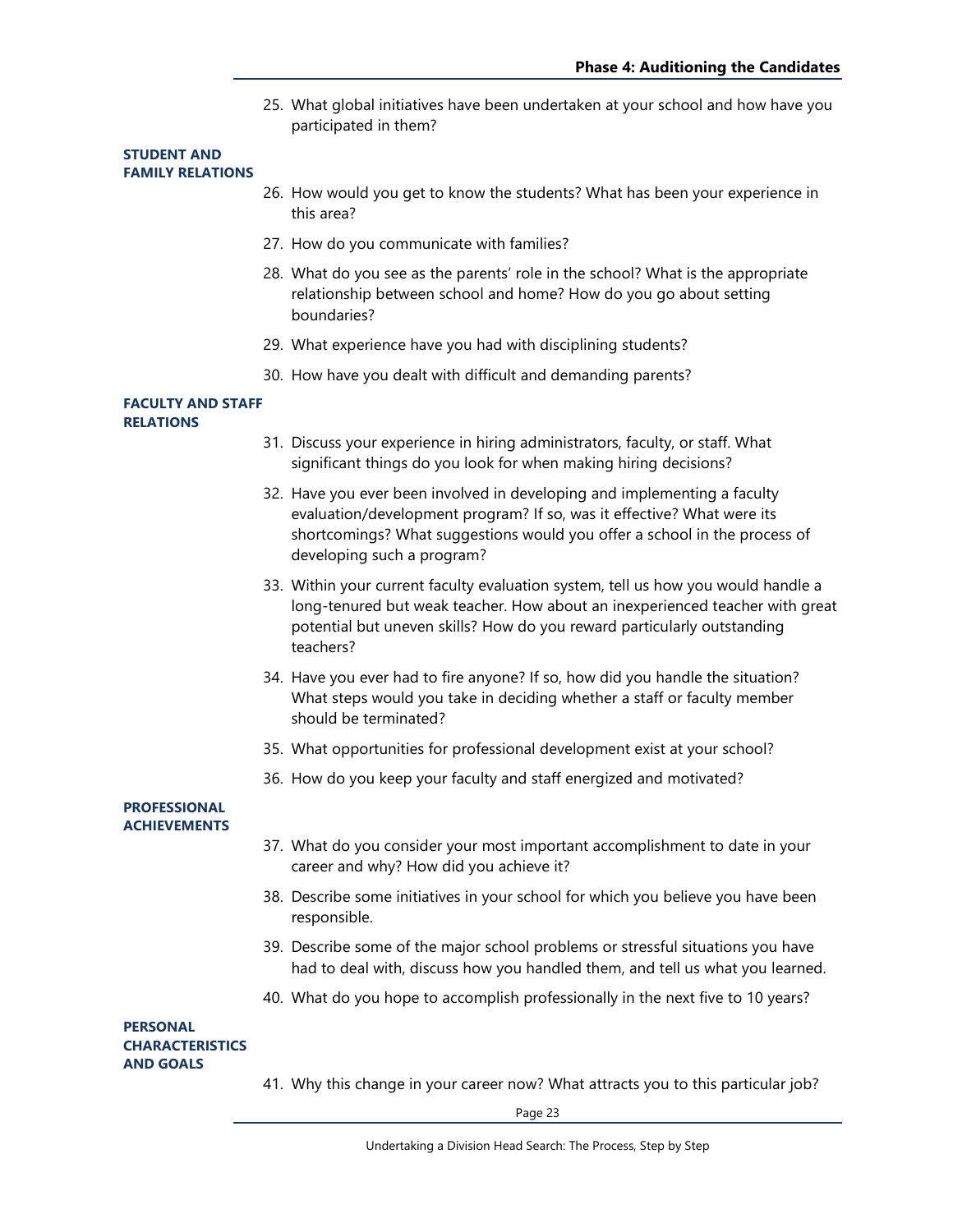25. What global initiatives have been undertaken at your school and how have you participated in them?

**STUDENT AND FAMILY RELATIONS**

26. How would you get to know the students? What has been your experience in this area?
27. How do you communicate with families?
28. What do you see as the parents' role in the school? What is the appropriate relationship between school and home? How do you go about setting boundaries?
29. What experience have you had with disciplining students?
30. How have you dealt with difficult and demanding parents?

**FACULTY AND STAFF RELATIONS**

31. Discuss your experience in hiring administrators, faculty, or staff. What significant things do you look for when making hiring decisions?
32. Have you ever been involved in developing and implementing a faculty evaluation/development program? If so, was it effective? What were its shortcomings? What suggestions would you offer a school in the process of developing such a program?
33. Within your current faculty evaluation system, tell us how you would handle a long-tenured but weak teacher. How about an inexperienced teacher with great potential but uneven skills? How do you reward particularly outstanding teachers?
34. Have you ever had to fire anyone? If so, how did you handle the situation? What steps would you take in deciding whether a staff or faculty member should be terminated?
35. What opportunities for professional development exist at your school?
36. How do you keep your faculty and staff energized and motivated?

**PROFESSIONAL ACHIEVEMENTS**

37. What do you consider your most important accomplishment to date in your career and why? How did you achieve it?
38. Describe some initiatives in your school for which you believe you have been responsible.
39. Describe some of the major school problems or stressful situations you have had to deal with, discuss how you handled them, and tell us what you learned.
40. What do you hope to accomplish professionally in the next five to 10 years?

**PERSONAL CHARACTERISTICS AND GOALS**

41. Why this change in your career now? What attracts you to this particular job?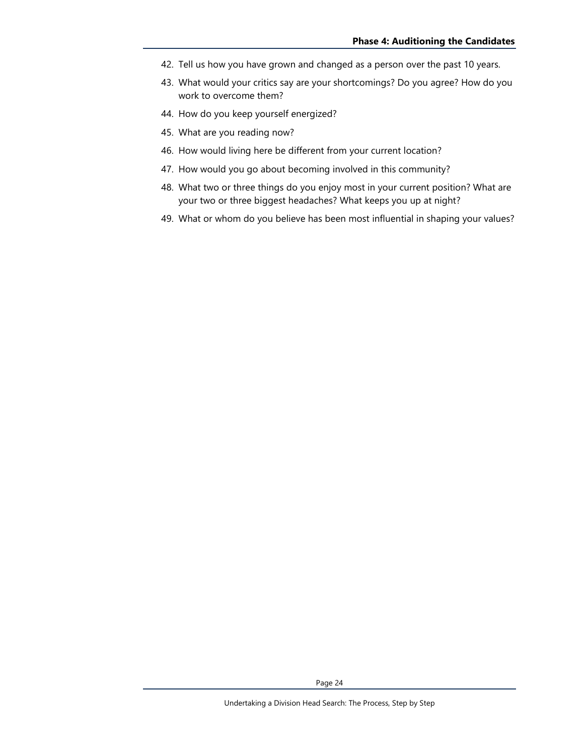42. Tell us how you have grown and changed as a person over the past 10 years.
43. What would your critics say are your shortcomings? Do you agree? How do you work to overcome them?
44. How do you keep yourself energized?
45. What are you reading now?
46. How would living here be different from your current location?
47. How would you go about becoming involved in this community?
48. What two or three things do you enjoy most in your current position? What are your two or three biggest headaches? What keeps you up at night?
49. What or whom do you believe has been most influential in shaping your values?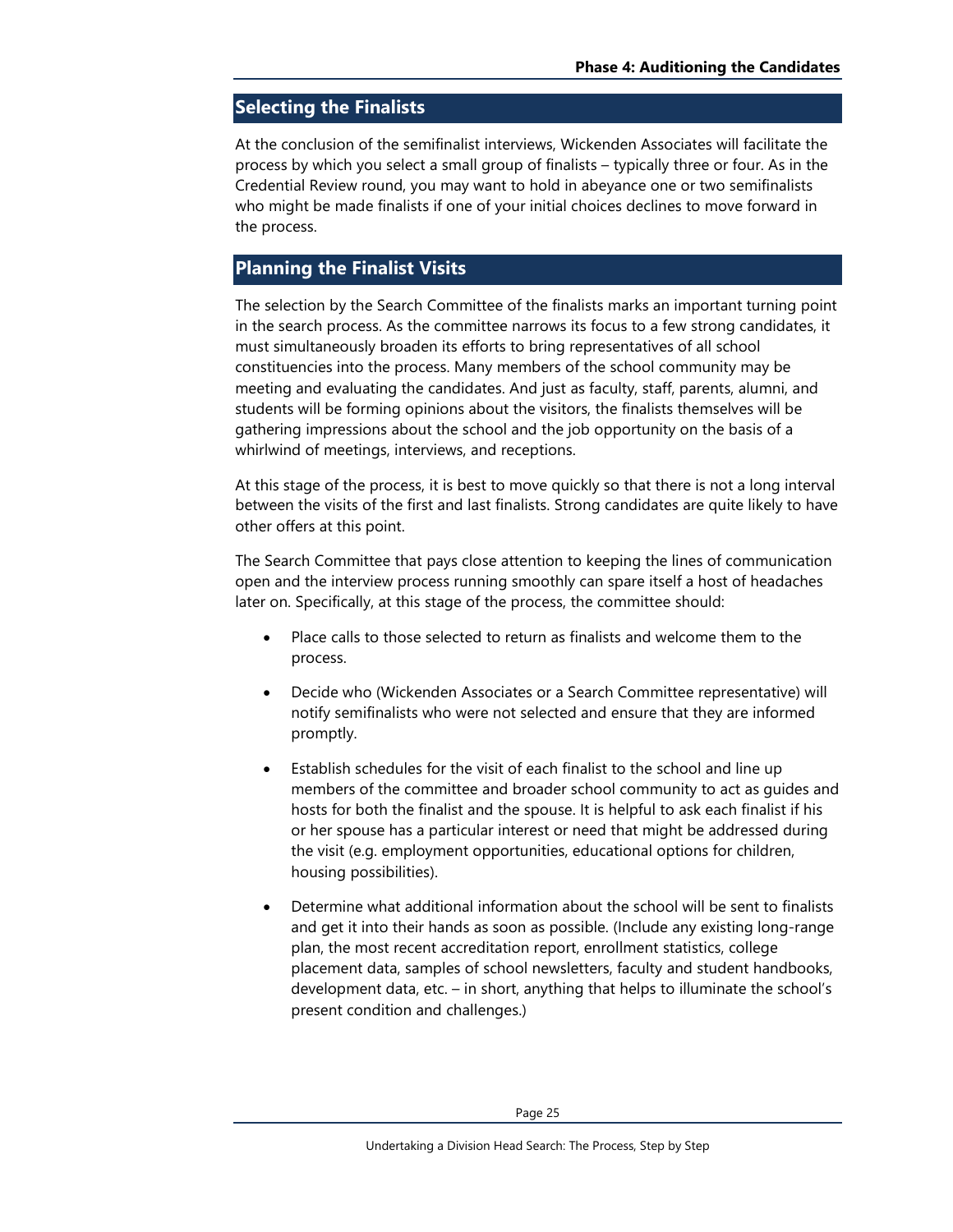## Selecting the Finalists

At the conclusion of the semifinalist interviews, Wickenden Associates will facilitate the process by which you select a small group of finalists – typically three or four. As in the Credential Review round, you may want to hold in abeyance one or two semifinalists who might be made finalists if one of your initial choices declines to move forward in the process.

## Planning the Finalist Visits

The selection by the Search Committee of the finalists marks an important turning point in the search process. As the committee narrows its focus to a few strong candidates, it must simultaneously broaden its efforts to bring representatives of all school constituencies into the process. Many members of the school community may be meeting and evaluating the candidates. And just as faculty, staff, parents, alumni, and students will be forming opinions about the visitors, the finalists themselves will be gathering impressions about the school and the job opportunity on the basis of a whirlwind of meetings, interviews, and receptions.

At this stage of the process, it is best to move quickly so that there is not a long interval between the visits of the first and last finalists. Strong candidates are quite likely to have other offers at this point.

The Search Committee that pays close attention to keeping the lines of communication open and the interview process running smoothly can spare itself a host of headaches later on. Specifically, at this stage of the process, the committee should:

- Place calls to those selected to return as finalists and welcome them to the process.
- Decide who (Wickenden Associates or a Search Committee representative) will notify semifinalists who were not selected and ensure that they are informed promptly.
- Establish schedules for the visit of each finalist to the school and line up members of the committee and broader school community to act as guides and hosts for both the finalist and the spouse. It is helpful to ask each finalist if his or her spouse has a particular interest or need that might be addressed during the visit (e.g. employment opportunities, educational options for children, housing possibilities).
- Determine what additional information about the school will be sent to finalists and get it into their hands as soon as possible. (Include any existing long-range plan, the most recent accreditation report, enrollment statistics, college placement data, samples of school newsletters, faculty and student handbooks, development data, etc. – in short, anything that helps to illuminate the school's present condition and challenges.)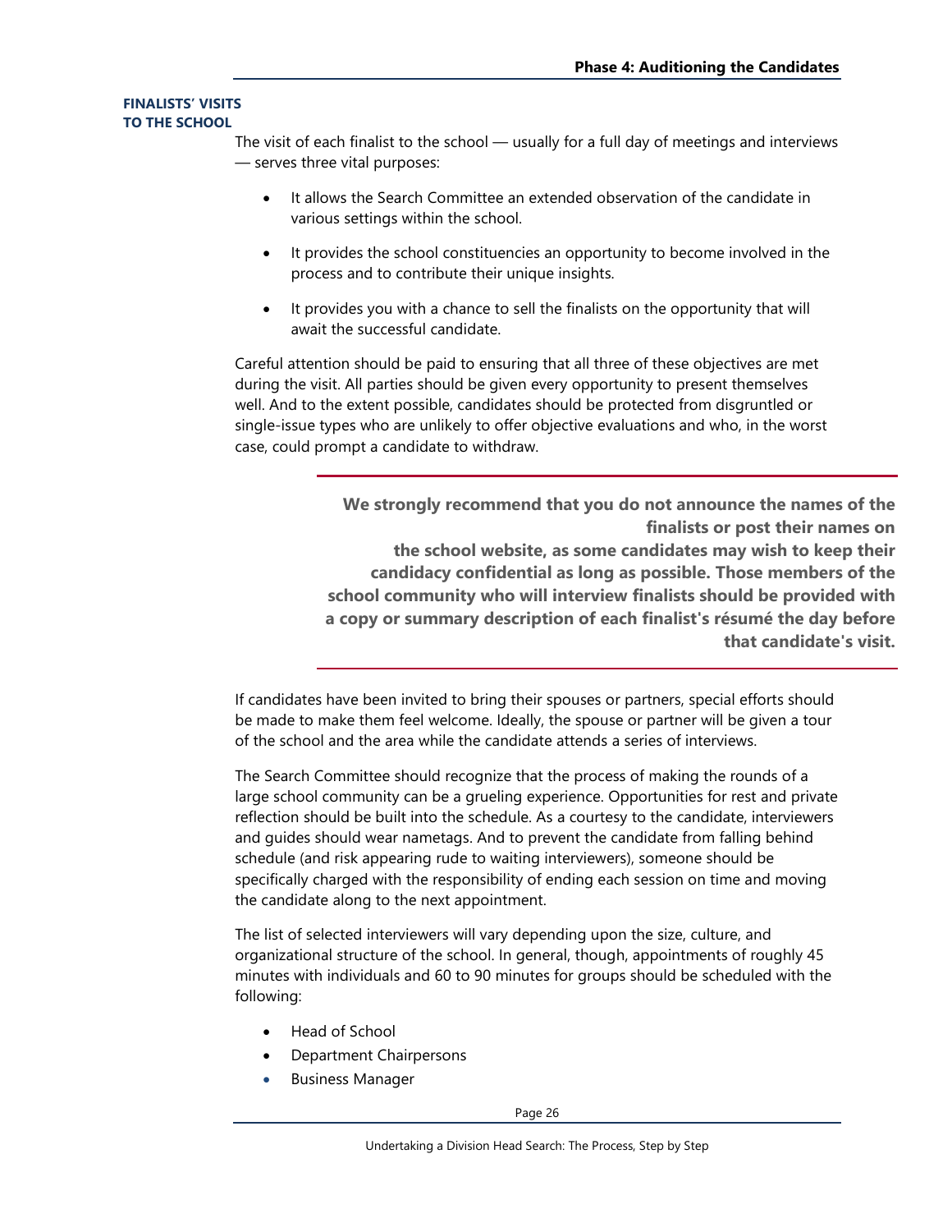### FINALISTS' VISITS TO THE SCHOOL

The visit of each finalist to the school — usually for a full day of meetings and interviews — serves three vital purposes:

- It allows the Search Committee an extended observation of the candidate in various settings within the school.
- It provides the school constituencies an opportunity to become involved in the process and to contribute their unique insights.
- It provides you with a chance to sell the finalists on the opportunity that will await the successful candidate.

Careful attention should be paid to ensuring that all three of these objectives are met during the visit. All parties should be given every opportunity to present themselves well. And to the extent possible, candidates should be protected from disgruntled or single-issue types who are unlikely to offer objective evaluations and who, in the worst case, could prompt a candidate to withdraw.

---

**We strongly recommend that you do not announce the names of the finalists or post their names on the school website, as some candidates may wish to keep their candidacy confidential as long as possible. Those members of the school community who will interview finalists should be provided with a copy or summary description of each finalist's résumé the day before that candidate's visit.**

---

If candidates have been invited to bring their spouses or partners, special efforts should be made to make them feel welcome. Ideally, the spouse or partner will be given a tour of the school and the area while the candidate attends a series of interviews.

The Search Committee should recognize that the process of making the rounds of a large school community can be a grueling experience. Opportunities for rest and private reflection should be built into the schedule. As a courtesy to the candidate, interviewers and guides should wear nametags. And to prevent the candidate from falling behind schedule (and risk appearing rude to waiting interviewers), someone should be specifically charged with the responsibility of ending each session on time and moving the candidate along to the next appointment.

The list of selected interviewers will vary depending upon the size, culture, and organizational structure of the school. In general, though, appointments of roughly 45 minutes with individuals and 60 to 90 minutes for groups should be scheduled with the following:

- Head of School
- Department Chairpersons
- Business Manager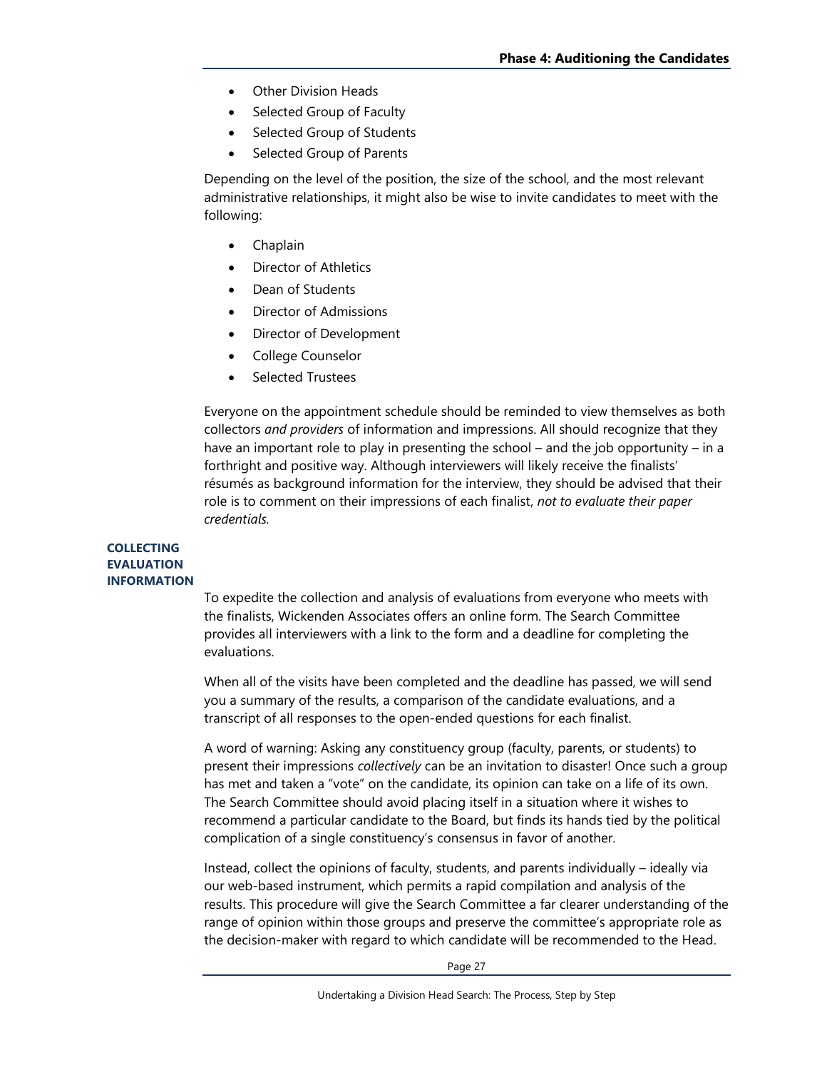- Other Division Heads
- Selected Group of Faculty
- Selected Group of Students
- Selected Group of Parents

Depending on the level of the position, the size of the school, and the most relevant administrative relationships, it might also be wise to invite candidates to meet with the following:

- Chaplain
- Director of Athletics
- Dean of Students
- Director of Admissions
- Director of Development
- College Counselor
- Selected Trustees

Everyone on the appointment schedule should be reminded to view themselves as both collectors *and providers* of information and impressions. All should recognize that they have an important role to play in presenting the school – and the job opportunity – in a forthright and positive way. Although interviewers will likely receive the finalists' résumés as background information for the interview, they should be advised that their role is to comment on their impressions of each finalist, *not to evaluate their paper credentials.*

### COLLECTING EVALUATION INFORMATION

To expedite the collection and analysis of evaluations from everyone who meets with the finalists, Wickenden Associates offers an online form. The Search Committee provides all interviewers with a link to the form and a deadline for completing the evaluations.

When all of the visits have been completed and the deadline has passed, we will send you a summary of the results, a comparison of the candidate evaluations, and a transcript of all responses to the open-ended questions for each finalist.

A word of warning: Asking any constituency group (faculty, parents, or students) to present their impressions *collectively* can be an invitation to disaster! Once such a group has met and taken a "vote" on the candidate, its opinion can take on a life of its own. The Search Committee should avoid placing itself in a situation where it wishes to recommend a particular candidate to the Board, but finds its hands tied by the political complication of a single constituency's consensus in favor of another.

Instead, collect the opinions of faculty, students, and parents individually – ideally via our web-based instrument, which permits a rapid compilation and analysis of the results. This procedure will give the Search Committee a far clearer understanding of the range of opinion within those groups and preserve the committee's appropriate role as the decision-maker with regard to which candidate will be recommended to the Head.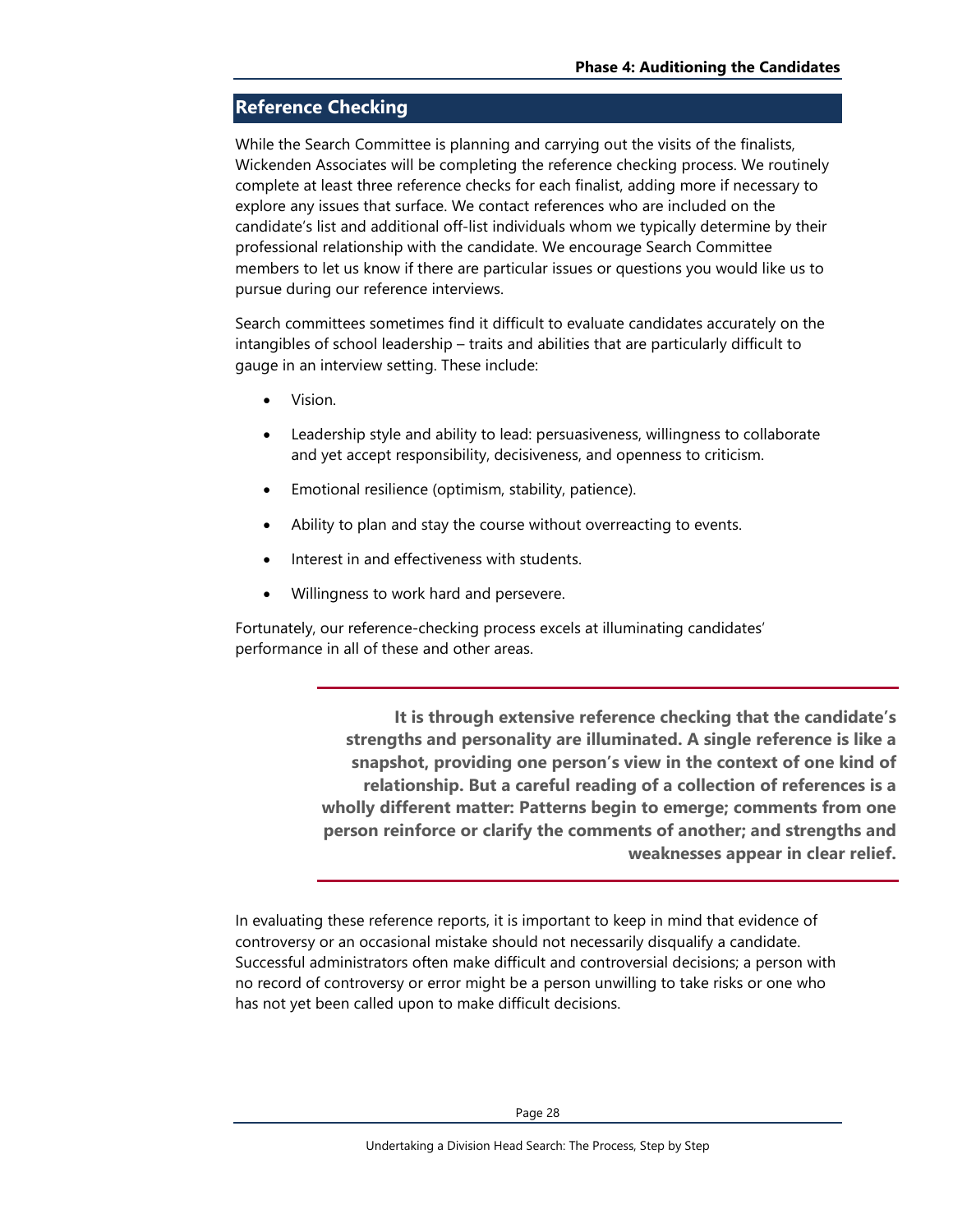## Reference Checking

While the Search Committee is planning and carrying out the visits of the finalists, Wickenden Associates will be completing the reference checking process. We routinely complete at least three reference checks for each finalist, adding more if necessary to explore any issues that surface. We contact references who are included on the candidate's list and additional off-list individuals whom we typically determine by their professional relationship with the candidate. We encourage Search Committee members to let us know if there are particular issues or questions you would like us to pursue during our reference interviews.

Search committees sometimes find it difficult to evaluate candidates accurately on the intangibles of school leadership – traits and abilities that are particularly difficult to gauge in an interview setting. These include:

- Vision.
- Leadership style and ability to lead: persuasiveness, willingness to collaborate and yet accept responsibility, decisiveness, and openness to criticism.
- Emotional resilience (optimism, stability, patience).
- Ability to plan and stay the course without overreacting to events.
- Interest in and effectiveness with students.
- Willingness to work hard and persevere.

Fortunately, our reference-checking process excels at illuminating candidates' performance in all of these and other areas.

> **It is through extensive reference checking that the candidate's strengths and personality are illuminated. A single reference is like a snapshot, providing one person's view in the context of one kind of relationship. But a careful reading of a collection of references is a wholly different matter: Patterns begin to emerge; comments from one person reinforce or clarify the comments of another; and strengths and weaknesses appear in clear relief.**

In evaluating these reference reports, it is important to keep in mind that evidence of controversy or an occasional mistake should not necessarily disqualify a candidate. Successful administrators often make difficult and controversial decisions; a person with no record of controversy or error might be a person unwilling to take risks or one who has not yet been called upon to make difficult decisions.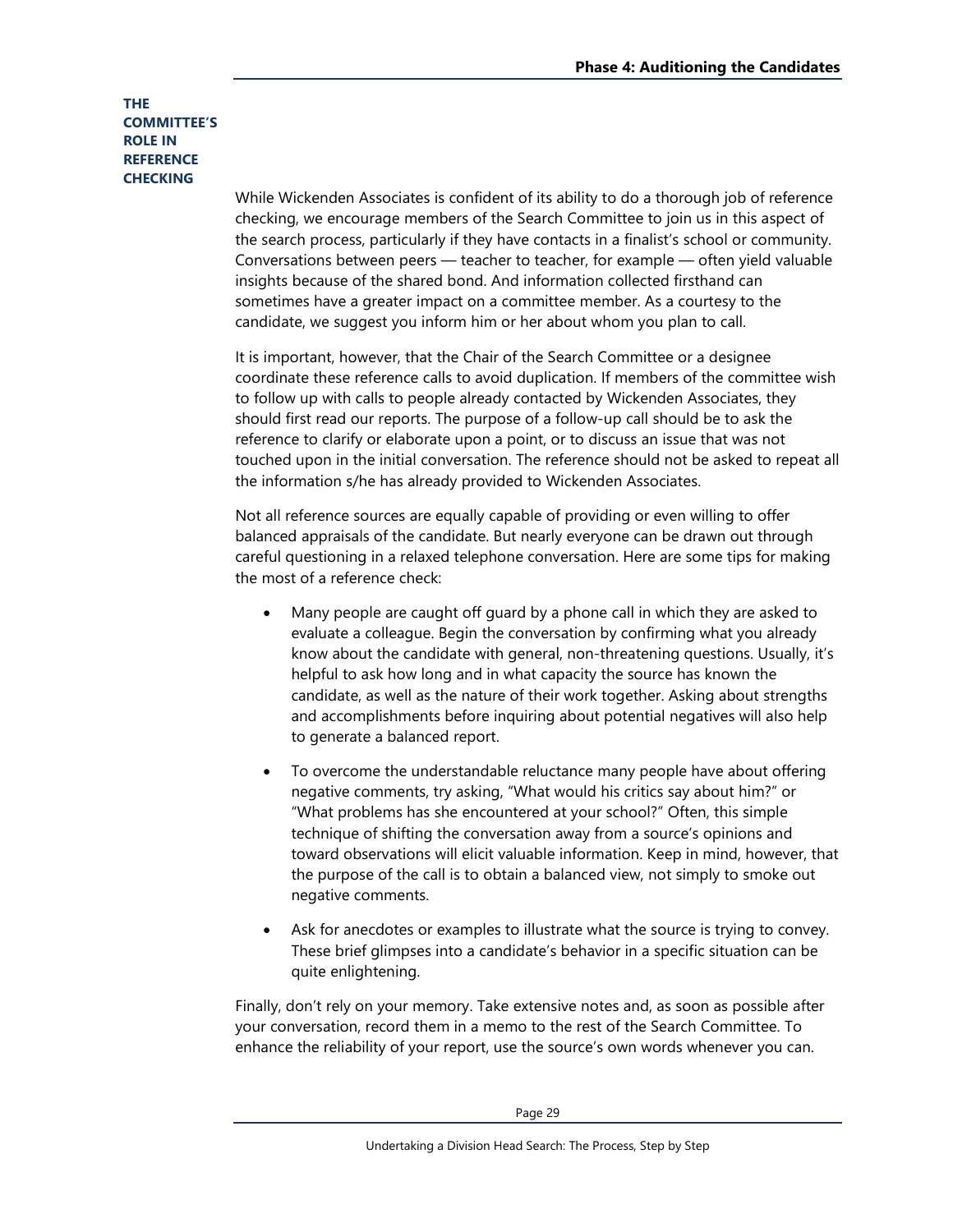## THE COMMITTEE'S ROLE IN REFERENCE CHECKING

While Wickenden Associates is confident of its ability to do a thorough job of reference checking, we encourage members of the Search Committee to join us in this aspect of the search process, particularly if they have contacts in a finalist's school or community. Conversations between peers — teacher to teacher, for example — often yield valuable insights because of the shared bond. And information collected firsthand can sometimes have a greater impact on a committee member. As a courtesy to the candidate, we suggest you inform him or her about whom you plan to call.

It is important, however, that the Chair of the Search Committee or a designee coordinate these reference calls to avoid duplication. If members of the committee wish to follow up with calls to people already contacted by Wickenden Associates, they should first read our reports. The purpose of a follow-up call should be to ask the reference to clarify or elaborate upon a point, or to discuss an issue that was not touched upon in the initial conversation. The reference should not be asked to repeat all the information s/he has already provided to Wickenden Associates.

Not all reference sources are equally capable of providing or even willing to offer balanced appraisals of the candidate. But nearly everyone can be drawn out through careful questioning in a relaxed telephone conversation. Here are some tips for making the most of a reference check:

- Many people are caught off guard by a phone call in which they are asked to evaluate a colleague. Begin the conversation by confirming what you already know about the candidate with general, non-threatening questions. Usually, it's helpful to ask how long and in what capacity the source has known the candidate, as well as the nature of their work together. Asking about strengths and accomplishments before inquiring about potential negatives will also help to generate a balanced report.
- To overcome the understandable reluctance many people have about offering negative comments, try asking, "What would his critics say about him?" or "What problems has she encountered at your school?" Often, this simple technique of shifting the conversation away from a source's opinions and toward observations will elicit valuable information. Keep in mind, however, that the purpose of the call is to obtain a balanced view, not simply to smoke out negative comments.
- Ask for anecdotes or examples to illustrate what the source is trying to convey. These brief glimpses into a candidate's behavior in a specific situation can be quite enlightening.

Finally, don't rely on your memory. Take extensive notes and, as soon as possible after your conversation, record them in a memo to the rest of the Search Committee. To enhance the reliability of your report, use the source's own words whenever you can.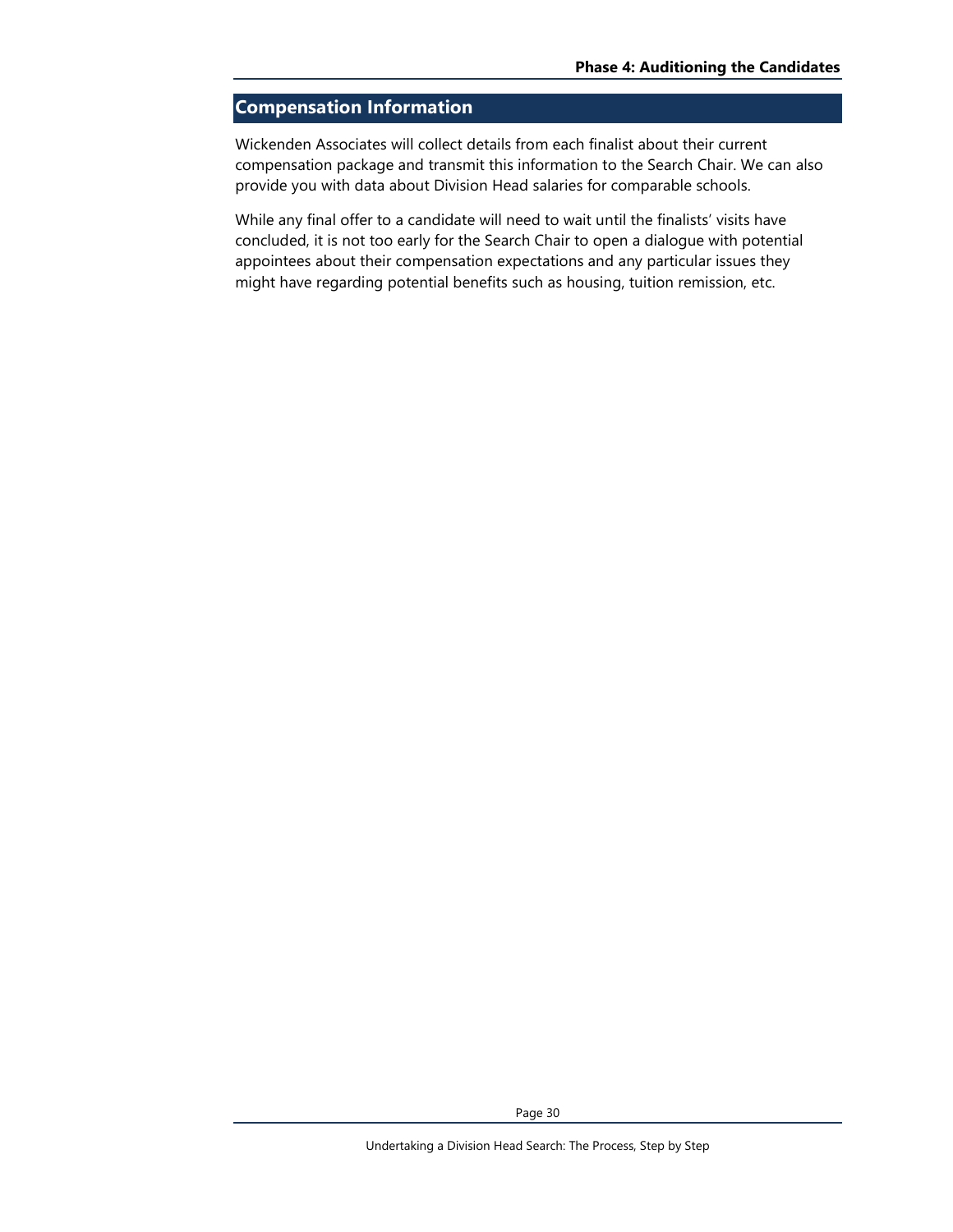## Compensation Information

Wickenden Associates will collect details from each finalist about their current compensation package and transmit this information to the Search Chair. We can also provide you with data about Division Head salaries for comparable schools.

While any final offer to a candidate will need to wait until the finalists' visits have concluded, it is not too early for the Search Chair to open a dialogue with potential appointees about their compensation expectations and any particular issues they might have regarding potential benefits such as housing, tuition remission, etc.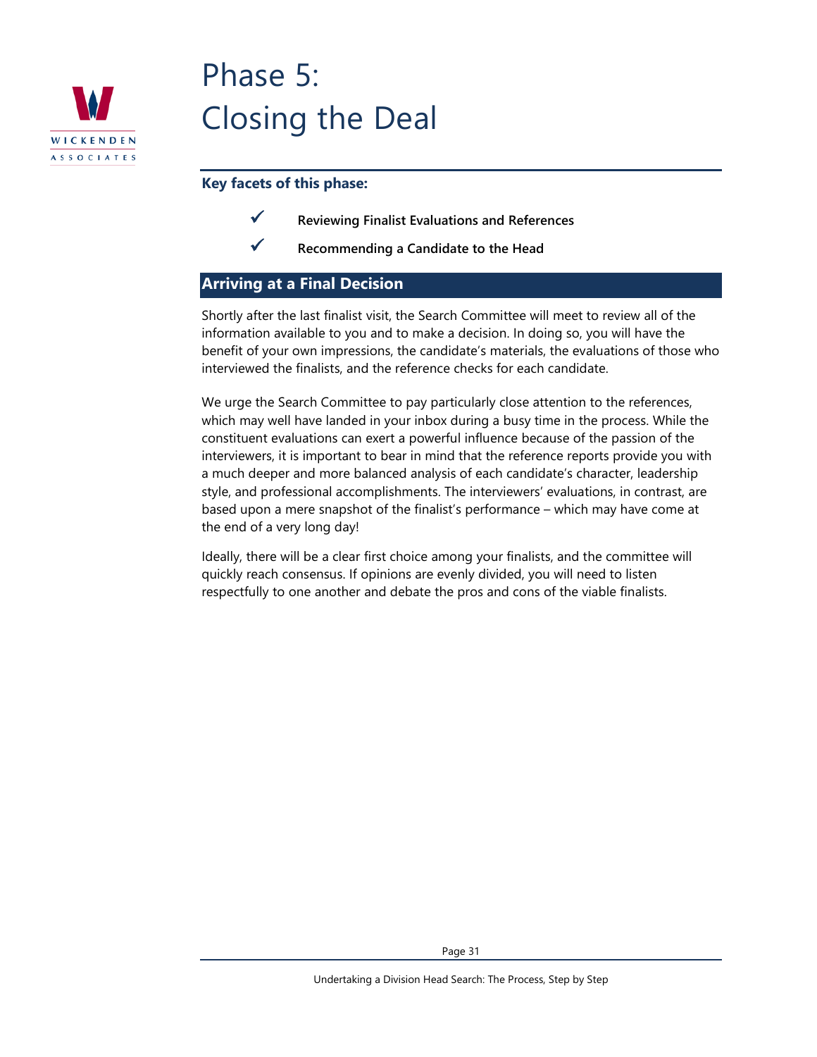# Phase 5:
# Closing the Deal

### Key facets of this phase:

- ✓ **Reviewing Finalist Evaluations and References**
- ✓ **Recommending a Candidate to the Head**

## Arriving at a Final Decision

Shortly after the last finalist visit, the Search Committee will meet to review all of the information available to you and to make a decision. In doing so, you will have the benefit of your own impressions, the candidate's materials, the evaluations of those who interviewed the finalists, and the reference checks for each candidate.

We urge the Search Committee to pay particularly close attention to the references, which may well have landed in your inbox during a busy time in the process. While the constituent evaluations can exert a powerful influence because of the passion of the interviewers, it is important to bear in mind that the reference reports provide you with a much deeper and more balanced analysis of each candidate's character, leadership style, and professional accomplishments. The interviewers' evaluations, in contrast, are based upon a mere snapshot of the finalist's performance – which may have come at the end of a very long day!

Ideally, there will be a clear first choice among your finalists, and the committee will quickly reach consensus. If opinions are evenly divided, you will need to listen respectfully to one another and debate the pros and cons of the viable finalists.